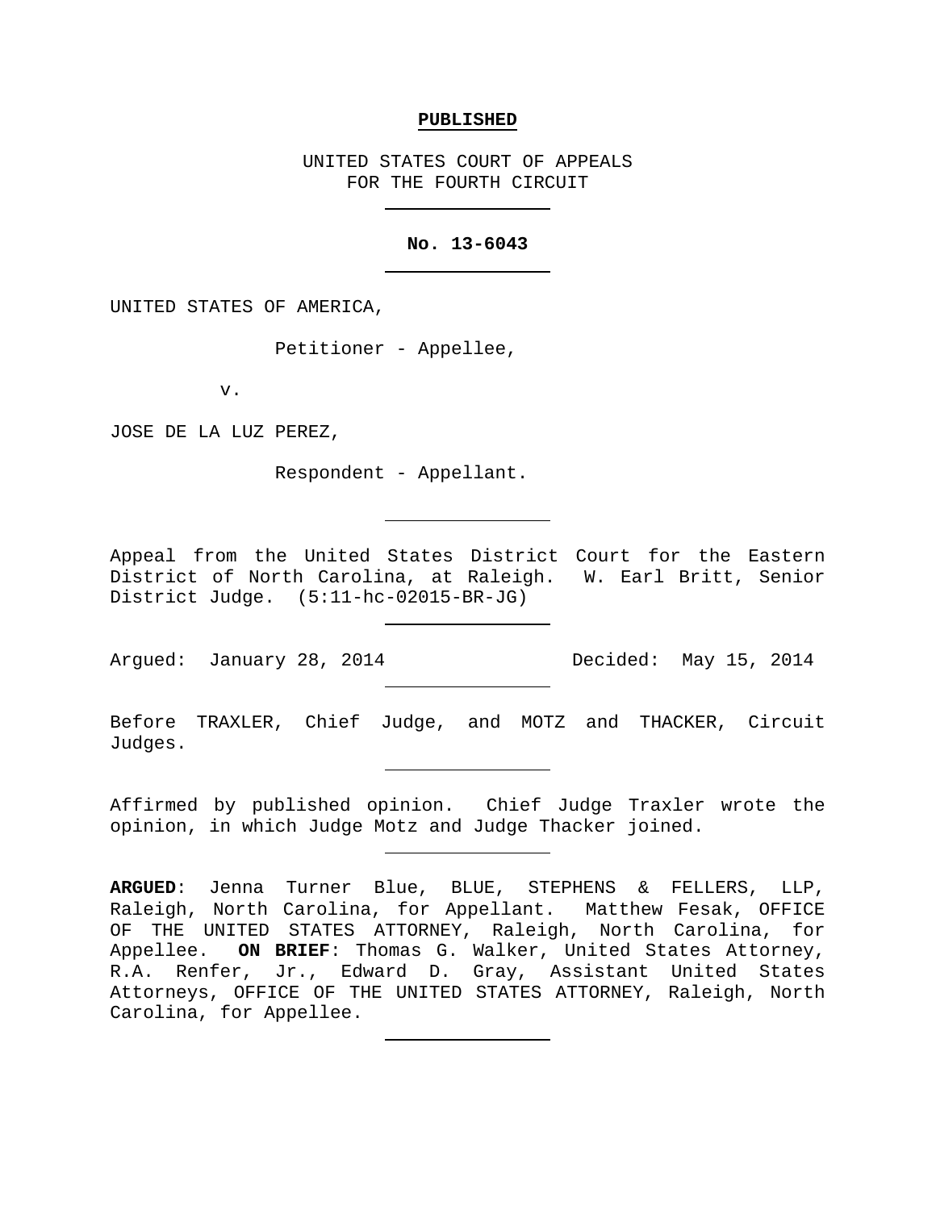**PUBLISHED**

UNITED STATES COURT OF APPEALS
FOR THE FOURTH CIRCUIT

---

**No. 13-6043**

---

UNITED STATES OF AMERICA,

Petitioner - Appellee,

v.

JOSE DE LA LUZ PEREZ,

Respondent - Appellant.

---

Appeal from the United States District Court for the Eastern District of North Carolina, at Raleigh. W. Earl Britt, Senior District Judge. (5:11-hc-02015-BR-JG)

---

Argued: January 28, 2014 Decided: May 15, 2014

---

Before TRAXLER, Chief Judge, and MOTZ and THACKER, Circuit Judges.

---

Affirmed by published opinion. Chief Judge Traxler wrote the opinion, in which Judge Motz and Judge Thacker joined.

---

**ARGUED**: Jenna Turner Blue, BLUE, STEPHENS & FELLERS, LLP, Raleigh, North Carolina, for Appellant. Matthew Fesak, OFFICE OF THE UNITED STATES ATTORNEY, Raleigh, North Carolina, for Appellee. **ON BRIEF**: Thomas G. Walker, United States Attorney, R.A. Renfer, Jr., Edward D. Gray, Assistant United States Attorneys, OFFICE OF THE UNITED STATES ATTORNEY, Raleigh, North Carolina, for Appellee.

---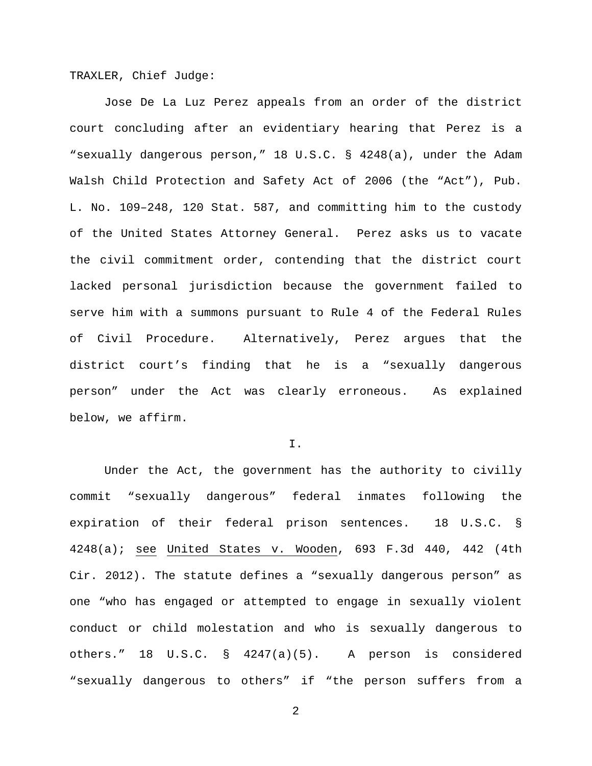TRAXLER, Chief Judge:

Jose De La Luz Perez appeals from an order of the district court concluding after an evidentiary hearing that Perez is a "sexually dangerous person," 18 U.S.C. § 4248(a), under the Adam Walsh Child Protection and Safety Act of 2006 (the "Act"), Pub. L. No. 109–248, 120 Stat. 587, and committing him to the custody of the United States Attorney General. Perez asks us to vacate the civil commitment order, contending that the district court lacked personal jurisdiction because the government failed to serve him with a summons pursuant to Rule 4 of the Federal Rules of Civil Procedure. Alternatively, Perez argues that the district court's finding that he is a "sexually dangerous person" under the Act was clearly erroneous. As explained below, we affirm.

I.

Under the Act, the government has the authority to civilly commit "sexually dangerous" federal inmates following the expiration of their federal prison sentences. 18 U.S.C. § 4248(a); see United States v. Wooden, 693 F.3d 440, 442 (4th Cir. 2012). The statute defines a "sexually dangerous person" as one "who has engaged or attempted to engage in sexually violent conduct or child molestation and who is sexually dangerous to others." 18 U.S.C. § 4247(a)(5). A person is considered "sexually dangerous to others" if "the person suffers from a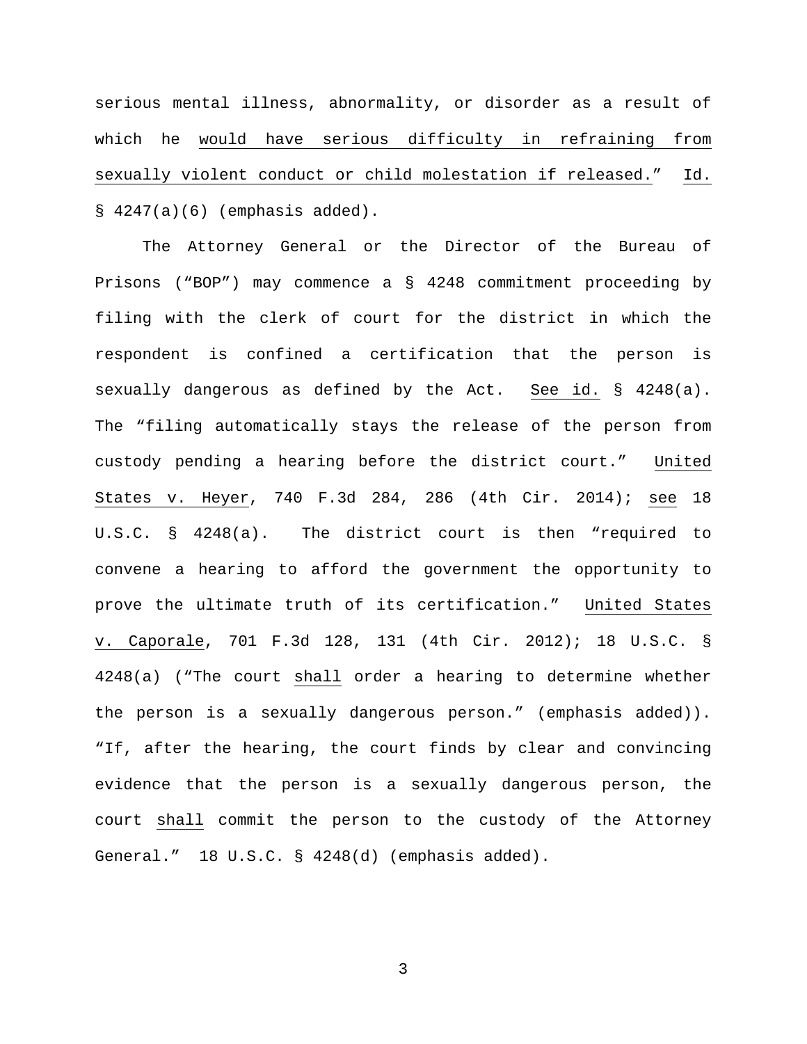serious mental illness, abnormality, or disorder as a result of which he _would have serious difficulty in refraining from sexually violent conduct or child molestation if released._" _Id._ § 4247(a)(6) (emphasis added).

The Attorney General or the Director of the Bureau of Prisons ("BOP") may commence a § 4248 commitment proceeding by filing with the clerk of court for the district in which the respondent is confined a certification that the person is sexually dangerous as defined by the Act. _See id._ § 4248(a). The "filing automatically stays the release of the person from custody pending a hearing before the district court." _United States v. Heyer_, 740 F.3d 284, 286 (4th Cir. 2014); _see_ 18 U.S.C. § 4248(a). The district court is then "required to convene a hearing to afford the government the opportunity to prove the ultimate truth of its certification." _United States v. Caporale_, 701 F.3d 128, 131 (4th Cir. 2012); 18 U.S.C. § 4248(a) ("The court _shall_ order a hearing to determine whether the person is a sexually dangerous person." (emphasis added)). "If, after the hearing, the court finds by clear and convincing evidence that the person is a sexually dangerous person, the court _shall_ commit the person to the custody of the Attorney General." 18 U.S.C. § 4248(d) (emphasis added).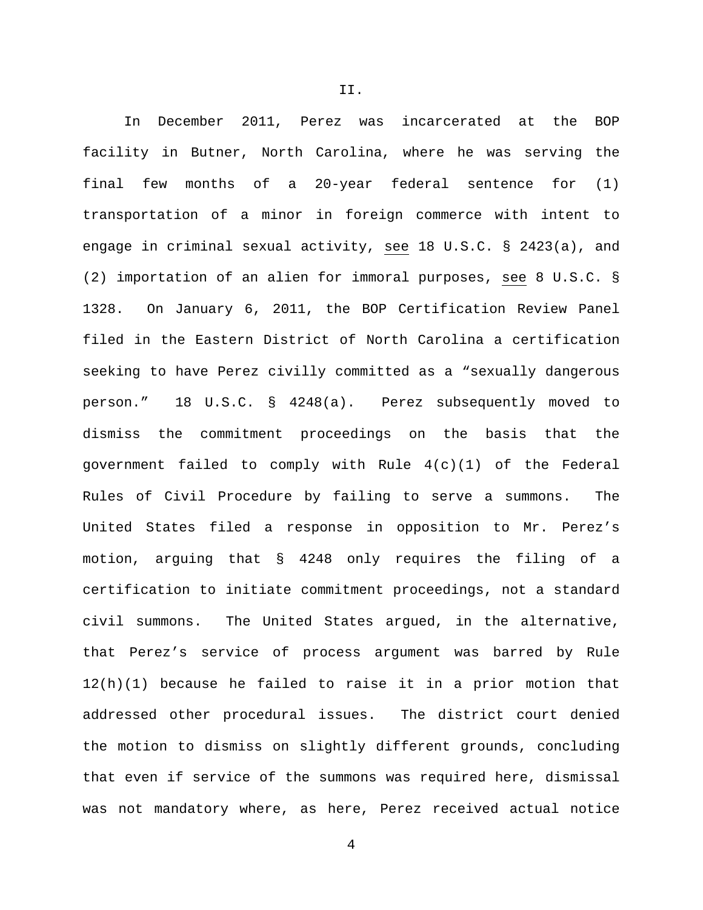II.

In December 2011, Perez was incarcerated at the BOP facility in Butner, North Carolina, where he was serving the final few months of a 20-year federal sentence for (1) transportation of a minor in foreign commerce with intent to engage in criminal sexual activity, see 18 U.S.C. § 2423(a), and (2) importation of an alien for immoral purposes, see 8 U.S.C. § 1328. On January 6, 2011, the BOP Certification Review Panel filed in the Eastern District of North Carolina a certification seeking to have Perez civilly committed as a "sexually dangerous person." 18 U.S.C. § 4248(a). Perez subsequently moved to dismiss the commitment proceedings on the basis that the government failed to comply with Rule 4(c)(1) of the Federal Rules of Civil Procedure by failing to serve a summons. The United States filed a response in opposition to Mr. Perez's motion, arguing that § 4248 only requires the filing of a certification to initiate commitment proceedings, not a standard civil summons. The United States argued, in the alternative, that Perez's service of process argument was barred by Rule 12(h)(1) because he failed to raise it in a prior motion that addressed other procedural issues. The district court denied the motion to dismiss on slightly different grounds, concluding that even if service of the summons was required here, dismissal was not mandatory where, as here, Perez received actual notice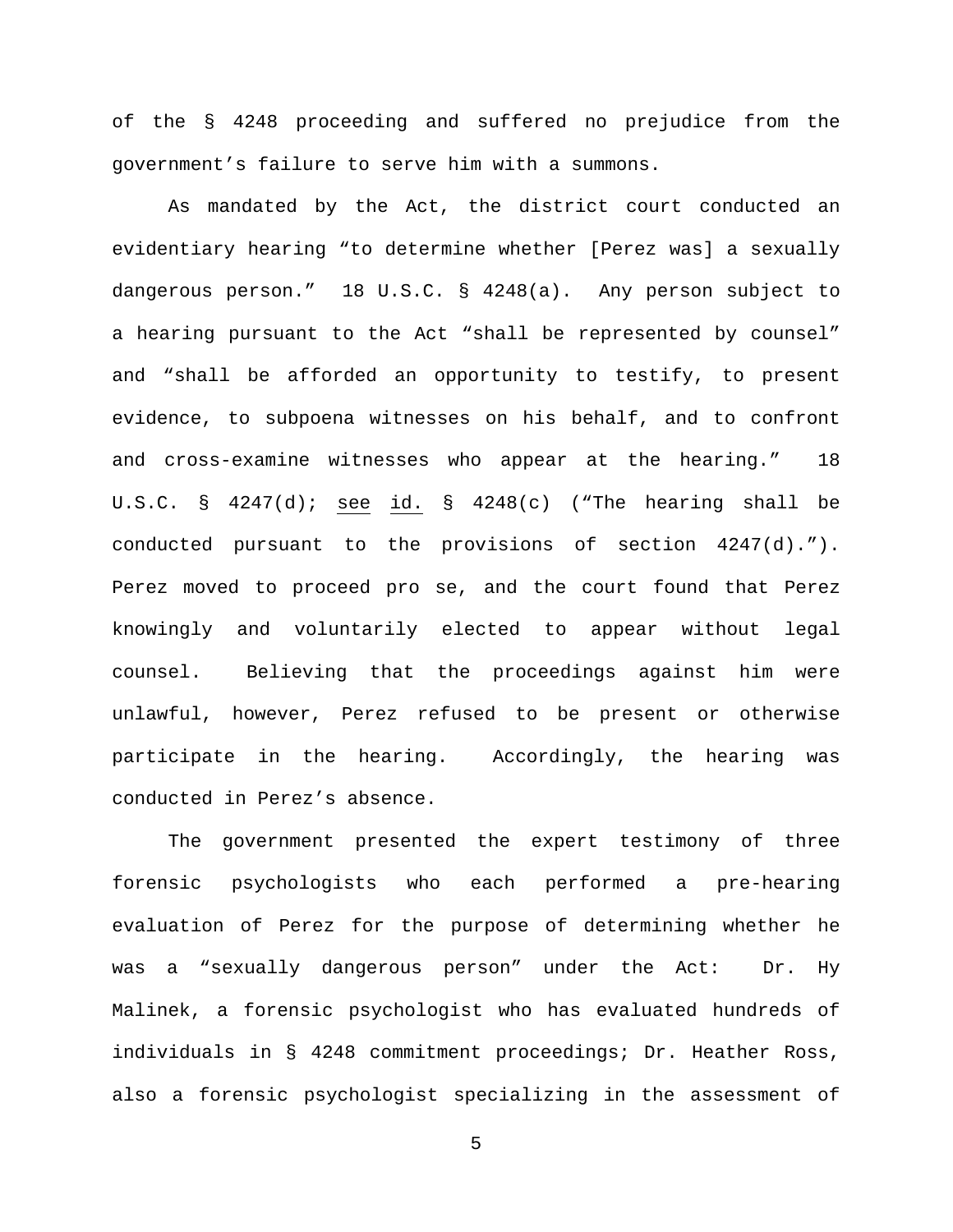of the § 4248 proceeding and suffered no prejudice from the government's failure to serve him with a summons.

As mandated by the Act, the district court conducted an evidentiary hearing "to determine whether [Perez was] a sexually dangerous person." 18 U.S.C. § 4248(a). Any person subject to a hearing pursuant to the Act "shall be represented by counsel" and "shall be afforded an opportunity to testify, to present evidence, to subpoena witnesses on his behalf, and to confront and cross-examine witnesses who appear at the hearing." 18 U.S.C. § 4247(d); see id. § 4248(c) ("The hearing shall be conducted pursuant to the provisions of section 4247(d)."). Perez moved to proceed pro se, and the court found that Perez knowingly and voluntarily elected to appear without legal counsel. Believing that the proceedings against him were unlawful, however, Perez refused to be present or otherwise participate in the hearing. Accordingly, the hearing was conducted in Perez's absence.

The government presented the expert testimony of three forensic psychologists who each performed a pre-hearing evaluation of Perez for the purpose of determining whether he was a "sexually dangerous person" under the Act: Dr. Hy Malinek, a forensic psychologist who has evaluated hundreds of individuals in § 4248 commitment proceedings; Dr. Heather Ross, also a forensic psychologist specializing in the assessment of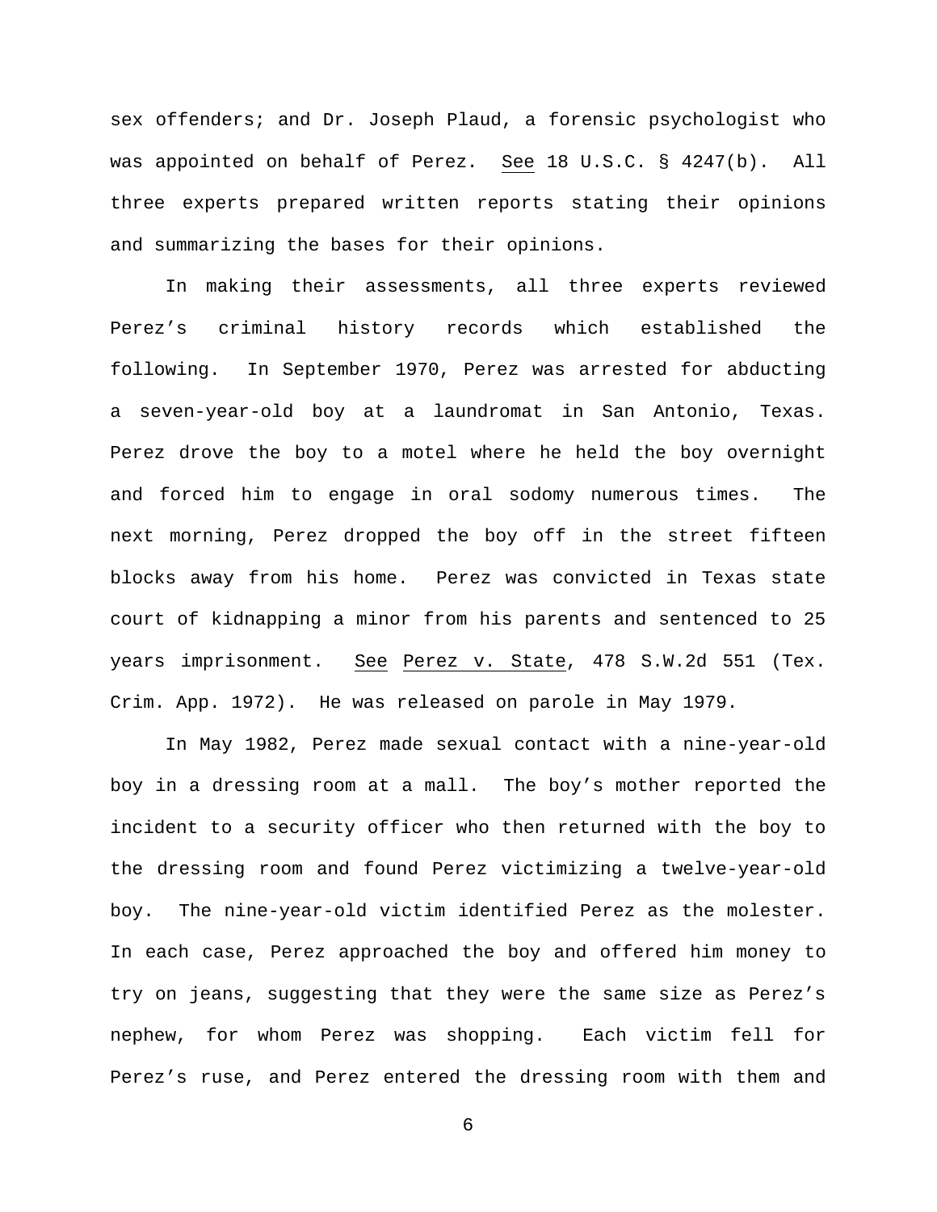sex offenders; and Dr. Joseph Plaud, a forensic psychologist who was appointed on behalf of Perez. See 18 U.S.C. § 4247(b). All three experts prepared written reports stating their opinions and summarizing the bases for their opinions.

In making their assessments, all three experts reviewed Perez's criminal history records which established the following. In September 1970, Perez was arrested for abducting a seven-year-old boy at a laundromat in San Antonio, Texas. Perez drove the boy to a motel where he held the boy overnight and forced him to engage in oral sodomy numerous times. The next morning, Perez dropped the boy off in the street fifteen blocks away from his home. Perez was convicted in Texas state court of kidnapping a minor from his parents and sentenced to 25 years imprisonment. See Perez v. State, 478 S.W.2d 551 (Tex. Crim. App. 1972). He was released on parole in May 1979.

In May 1982, Perez made sexual contact with a nine-year-old boy in a dressing room at a mall. The boy's mother reported the incident to a security officer who then returned with the boy to the dressing room and found Perez victimizing a twelve-year-old boy. The nine-year-old victim identified Perez as the molester. In each case, Perez approached the boy and offered him money to try on jeans, suggesting that they were the same size as Perez's nephew, for whom Perez was shopping. Each victim fell for Perez's ruse, and Perez entered the dressing room with them and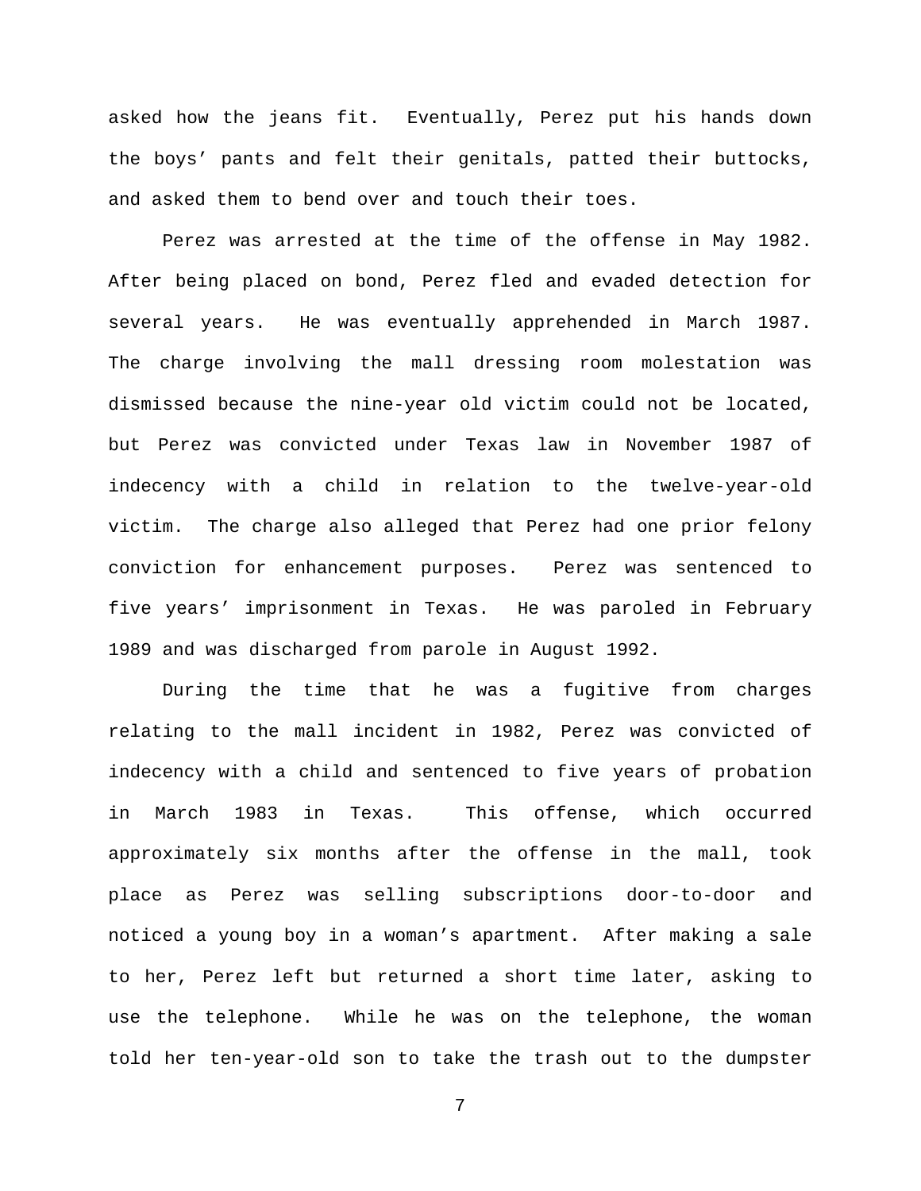asked how the jeans fit. Eventually, Perez put his hands down the boys' pants and felt their genitals, patted their buttocks, and asked them to bend over and touch their toes.

Perez was arrested at the time of the offense in May 1982. After being placed on bond, Perez fled and evaded detection for several years. He was eventually apprehended in March 1987. The charge involving the mall dressing room molestation was dismissed because the nine-year old victim could not be located, but Perez was convicted under Texas law in November 1987 of indecency with a child in relation to the twelve-year-old victim. The charge also alleged that Perez had one prior felony conviction for enhancement purposes. Perez was sentenced to five years' imprisonment in Texas. He was paroled in February 1989 and was discharged from parole in August 1992.

During the time that he was a fugitive from charges relating to the mall incident in 1982, Perez was convicted of indecency with a child and sentenced to five years of probation in March 1983 in Texas. This offense, which occurred approximately six months after the offense in the mall, took place as Perez was selling subscriptions door-to-door and noticed a young boy in a woman's apartment. After making a sale to her, Perez left but returned a short time later, asking to use the telephone. While he was on the telephone, the woman told her ten-year-old son to take the trash out to the dumpster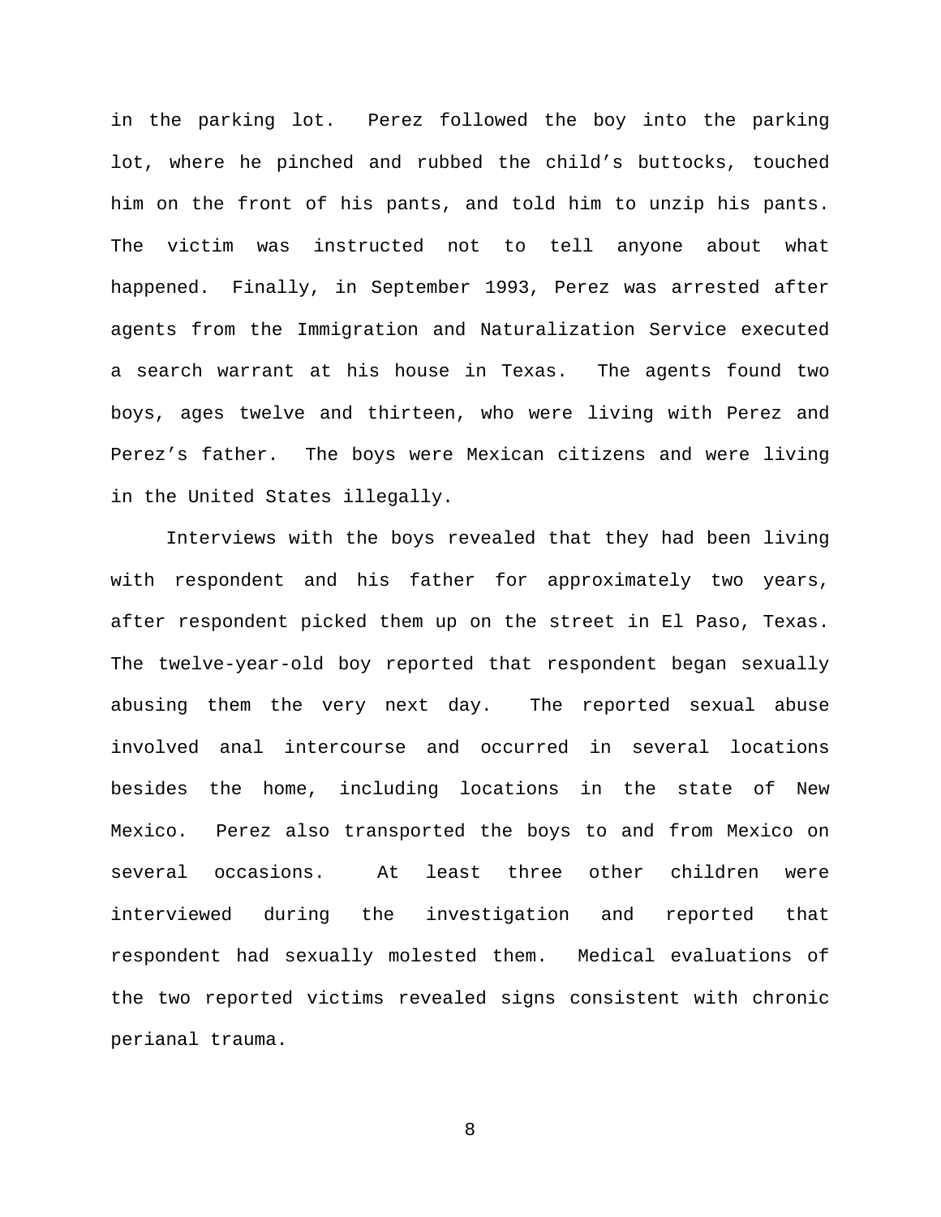in the parking lot. Perez followed the boy into the parking lot, where he pinched and rubbed the child's buttocks, touched him on the front of his pants, and told him to unzip his pants. The victim was instructed not to tell anyone about what happened. Finally, in September 1993, Perez was arrested after agents from the Immigration and Naturalization Service executed a search warrant at his house in Texas. The agents found two boys, ages twelve and thirteen, who were living with Perez and Perez's father. The boys were Mexican citizens and were living in the United States illegally.

Interviews with the boys revealed that they had been living with respondent and his father for approximately two years, after respondent picked them up on the street in El Paso, Texas. The twelve-year-old boy reported that respondent began sexually abusing them the very next day. The reported sexual abuse involved anal intercourse and occurred in several locations besides the home, including locations in the state of New Mexico. Perez also transported the boys to and from Mexico on several occasions. At least three other children were interviewed during the investigation and reported that respondent had sexually molested them. Medical evaluations of the two reported victims revealed signs consistent with chronic perianal trauma.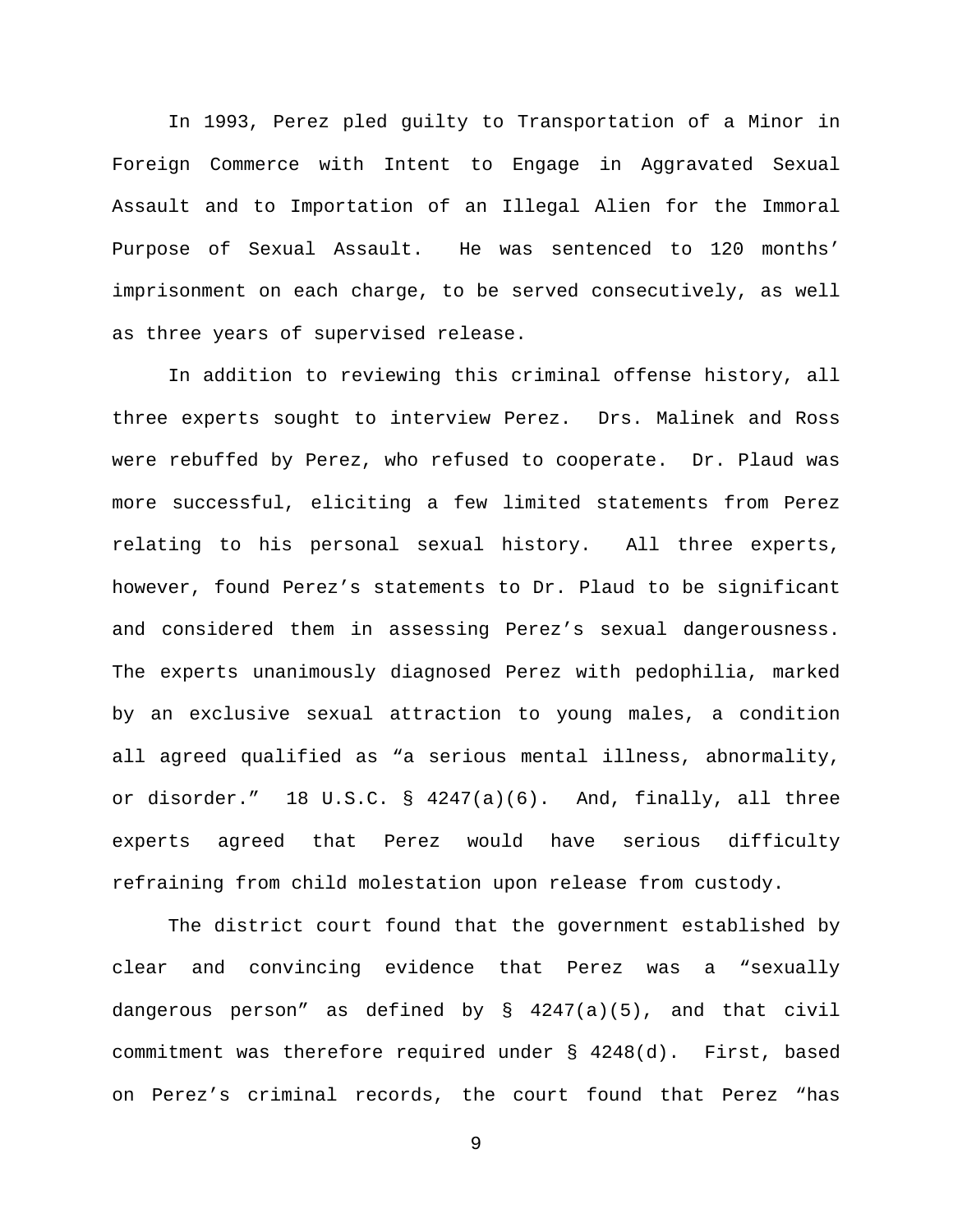In 1993, Perez pled guilty to Transportation of a Minor in Foreign Commerce with Intent to Engage in Aggravated Sexual Assault and to Importation of an Illegal Alien for the Immoral Purpose of Sexual Assault. He was sentenced to 120 months' imprisonment on each charge, to be served consecutively, as well as three years of supervised release.

In addition to reviewing this criminal offense history, all three experts sought to interview Perez. Drs. Malinek and Ross were rebuffed by Perez, who refused to cooperate. Dr. Plaud was more successful, eliciting a few limited statements from Perez relating to his personal sexual history. All three experts, however, found Perez's statements to Dr. Plaud to be significant and considered them in assessing Perez's sexual dangerousness. The experts unanimously diagnosed Perez with pedophilia, marked by an exclusive sexual attraction to young males, a condition all agreed qualified as "a serious mental illness, abnormality, or disorder." 18 U.S.C. § 4247(a)(6). And, finally, all three experts agreed that Perez would have serious difficulty refraining from child molestation upon release from custody.

The district court found that the government established by clear and convincing evidence that Perez was a "sexually dangerous person" as defined by § 4247(a)(5), and that civil commitment was therefore required under § 4248(d). First, based on Perez's criminal records, the court found that Perez "has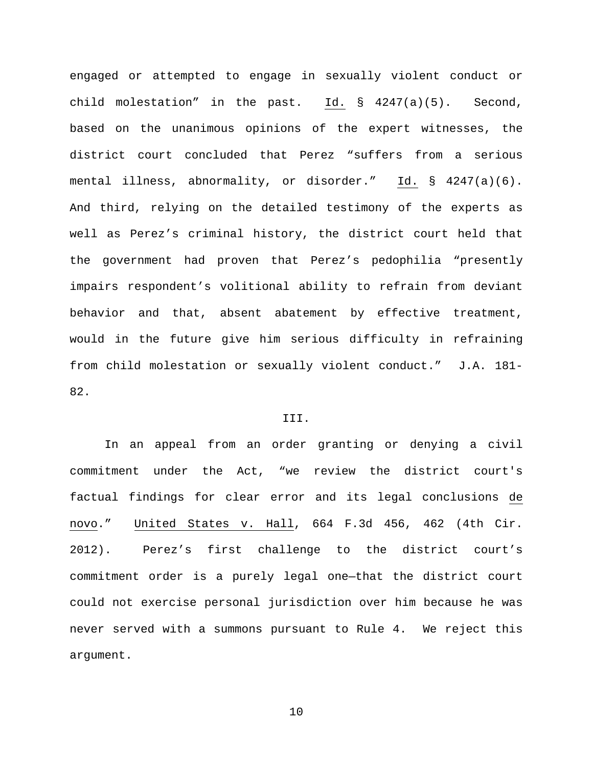engaged or attempted to engage in sexually violent conduct or child molestation" in the past. Id. § 4247(a)(5). Second, based on the unanimous opinions of the expert witnesses, the district court concluded that Perez "suffers from a serious mental illness, abnormality, or disorder." Id. § 4247(a)(6). And third, relying on the detailed testimony of the experts as well as Perez's criminal history, the district court held that the government had proven that Perez's pedophilia "presently impairs respondent's volitional ability to refrain from deviant behavior and that, absent abatement by effective treatment, would in the future give him serious difficulty in refraining from child molestation or sexually violent conduct." J.A. 181-82.

## III.

In an appeal from an order granting or denying a civil commitment under the Act, "we review the district court's factual findings for clear error and its legal conclusions de novo." United States v. Hall, 664 F.3d 456, 462 (4th Cir. 2012). Perez's first challenge to the district court's commitment order is a purely legal one—that the district court could not exercise personal jurisdiction over him because he was never served with a summons pursuant to Rule 4. We reject this argument.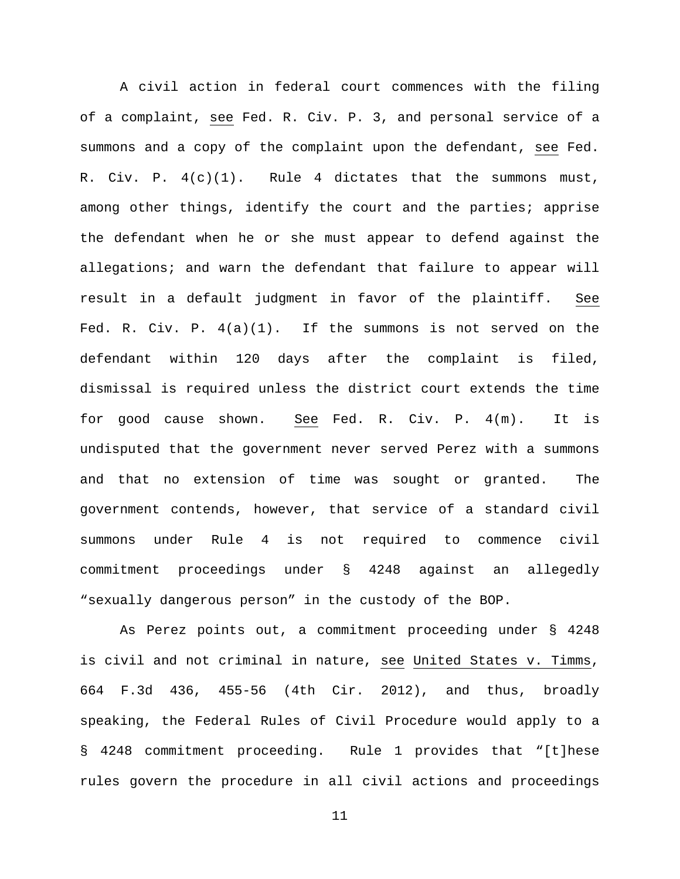A civil action in federal court commences with the filing of a complaint, see Fed. R. Civ. P. 3, and personal service of a summons and a copy of the complaint upon the defendant, see Fed. R. Civ. P. 4(c)(1). Rule 4 dictates that the summons must, among other things, identify the court and the parties; apprise the defendant when he or she must appear to defend against the allegations; and warn the defendant that failure to appear will result in a default judgment in favor of the plaintiff. See Fed. R. Civ. P. 4(a)(1). If the summons is not served on the defendant within 120 days after the complaint is filed, dismissal is required unless the district court extends the time for good cause shown. See Fed. R. Civ. P. 4(m). It is undisputed that the government never served Perez with a summons and that no extension of time was sought or granted. The government contends, however, that service of a standard civil summons under Rule 4 is not required to commence civil commitment proceedings under § 4248 against an allegedly "sexually dangerous person" in the custody of the BOP.

As Perez points out, a commitment proceeding under § 4248 is civil and not criminal in nature, see United States v. Timms, 664 F.3d 436, 455-56 (4th Cir. 2012), and thus, broadly speaking, the Federal Rules of Civil Procedure would apply to a § 4248 commitment proceeding. Rule 1 provides that "[t]hese rules govern the procedure in all civil actions and proceedings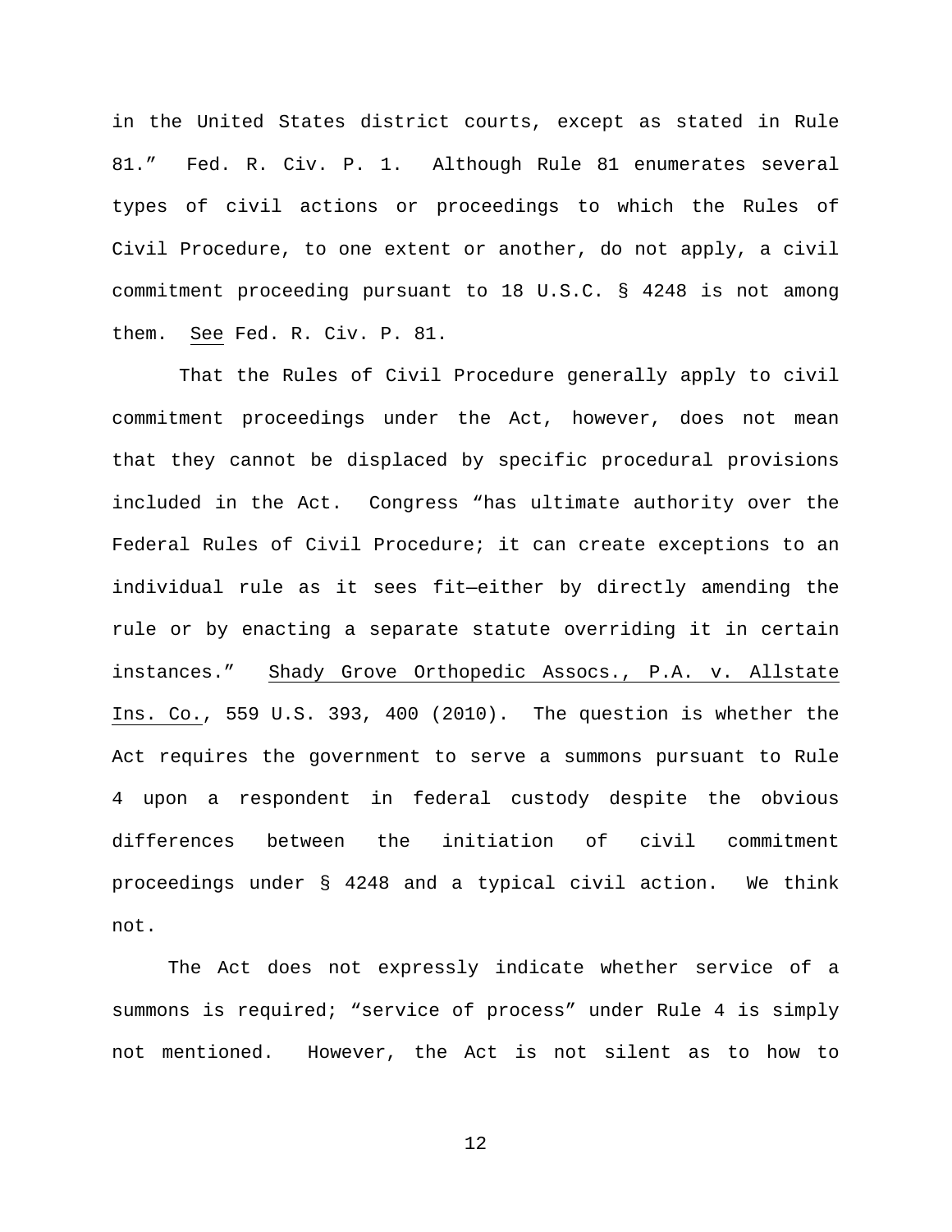in the United States district courts, except as stated in Rule 81." Fed. R. Civ. P. 1. Although Rule 81 enumerates several types of civil actions or proceedings to which the Rules of Civil Procedure, to one extent or another, do not apply, a civil commitment proceeding pursuant to 18 U.S.C. § 4248 is not among them. See Fed. R. Civ. P. 81.

That the Rules of Civil Procedure generally apply to civil commitment proceedings under the Act, however, does not mean that they cannot be displaced by specific procedural provisions included in the Act. Congress "has ultimate authority over the Federal Rules of Civil Procedure; it can create exceptions to an individual rule as it sees fit—either by directly amending the rule or by enacting a separate statute overriding it in certain instances." Shady Grove Orthopedic Assocs., P.A. v. Allstate Ins. Co., 559 U.S. 393, 400 (2010). The question is whether the Act requires the government to serve a summons pursuant to Rule 4 upon a respondent in federal custody despite the obvious differences between the initiation of civil commitment proceedings under § 4248 and a typical civil action. We think not.

The Act does not expressly indicate whether service of a summons is required; "service of process" under Rule 4 is simply not mentioned. However, the Act is not silent as to how to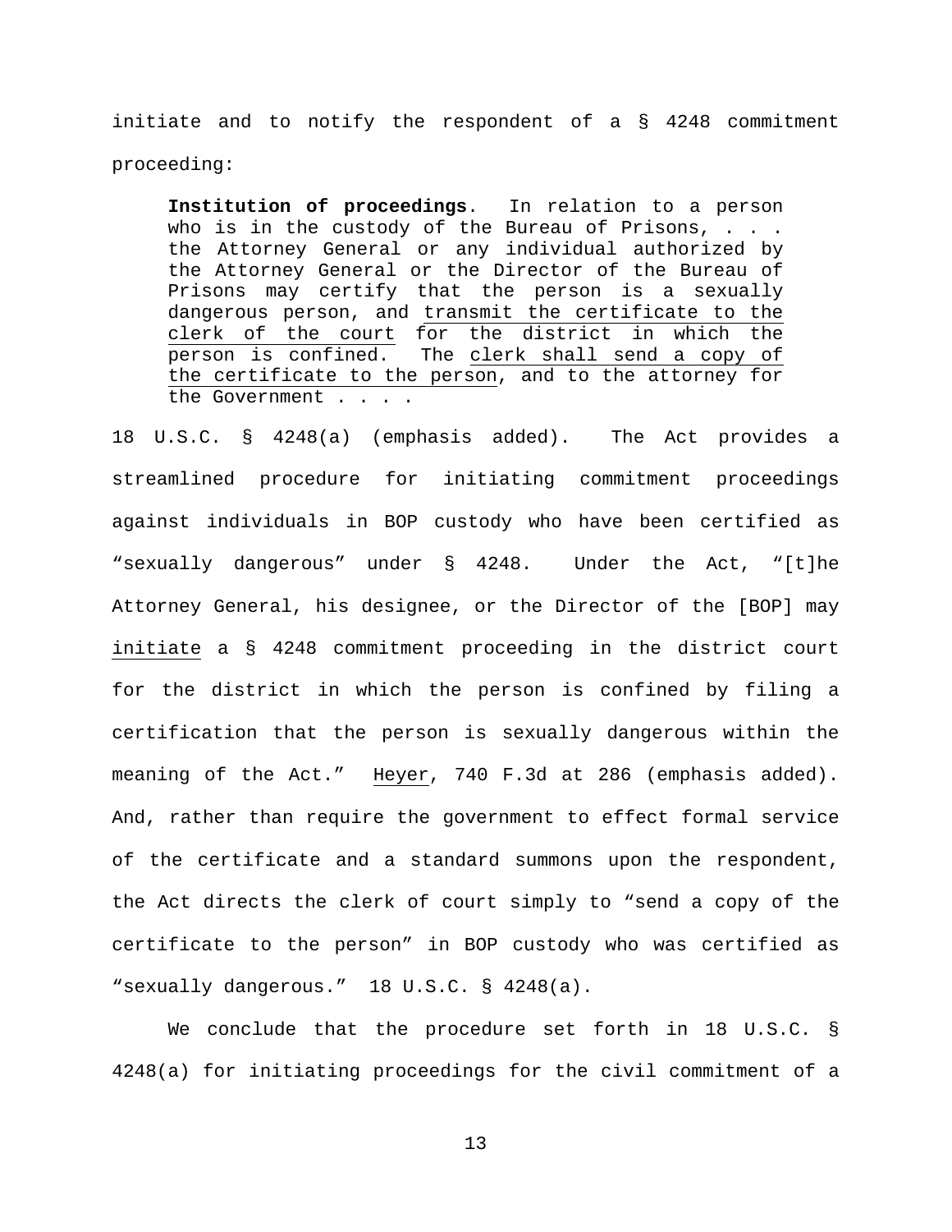initiate and to notify the respondent of a § 4248 commitment proceeding:

> **Institution of proceedings**. In relation to a person who is in the custody of the Bureau of Prisons, . . . the Attorney General or any individual authorized by the Attorney General or the Director of the Bureau of Prisons may certify that the person is a sexually dangerous person, and <u>transmit the certificate to the clerk of the court</u> for the district in which the person is confined. The <u>clerk shall send a copy of the certificate to the person</u>, and to the attorney for the Government . . . .

18 U.S.C. § 4248(a) (emphasis added). The Act provides a streamlined procedure for initiating commitment proceedings against individuals in BOP custody who have been certified as "sexually dangerous" under § 4248. Under the Act, "[t]he Attorney General, his designee, or the Director of the [BOP] may <u>initiate</u> a § 4248 commitment proceeding in the district court for the district in which the person is confined by filing a certification that the person is sexually dangerous within the meaning of the Act." <u>Heyer</u>, 740 F.3d at 286 (emphasis added). And, rather than require the government to effect formal service of the certificate and a standard summons upon the respondent, the Act directs the clerk of court simply to "send a copy of the certificate to the person" in BOP custody who was certified as "sexually dangerous." 18 U.S.C. § 4248(a).

We conclude that the procedure set forth in 18 U.S.C. § 4248(a) for initiating proceedings for the civil commitment of a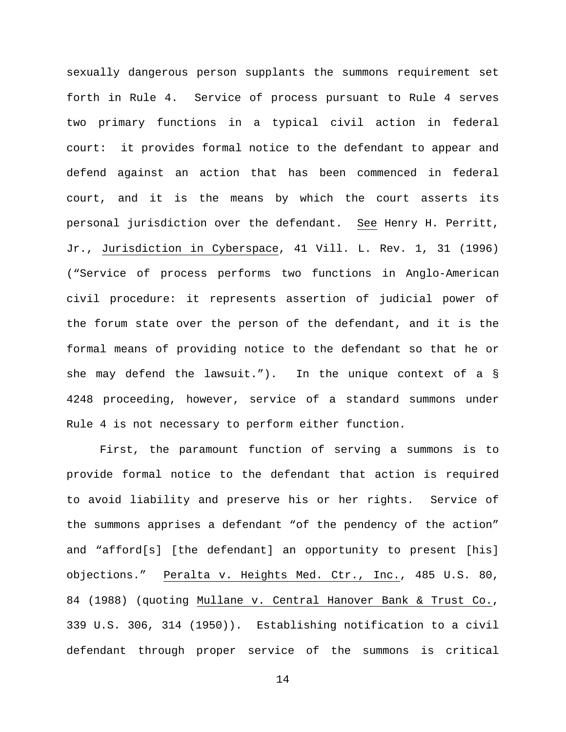sexually dangerous person supplants the summons requirement set forth in Rule 4. Service of process pursuant to Rule 4 serves two primary functions in a typical civil action in federal court: it provides formal notice to the defendant to appear and defend against an action that has been commenced in federal court, and it is the means by which the court asserts its personal jurisdiction over the defendant. See Henry H. Perritt, Jr., Jurisdiction in Cyberspace, 41 Vill. L. Rev. 1, 31 (1996) ("Service of process performs two functions in Anglo-American civil procedure: it represents assertion of judicial power of the forum state over the person of the defendant, and it is the formal means of providing notice to the defendant so that he or she may defend the lawsuit."). In the unique context of a § 4248 proceeding, however, service of a standard summons under Rule 4 is not necessary to perform either function.

First, the paramount function of serving a summons is to provide formal notice to the defendant that action is required to avoid liability and preserve his or her rights. Service of the summons apprises a defendant "of the pendency of the action" and "afford[s] [the defendant] an opportunity to present [his] objections." Peralta v. Heights Med. Ctr., Inc., 485 U.S. 80, 84 (1988) (quoting Mullane v. Central Hanover Bank & Trust Co., 339 U.S. 306, 314 (1950)). Establishing notification to a civil defendant through proper service of the summons is critical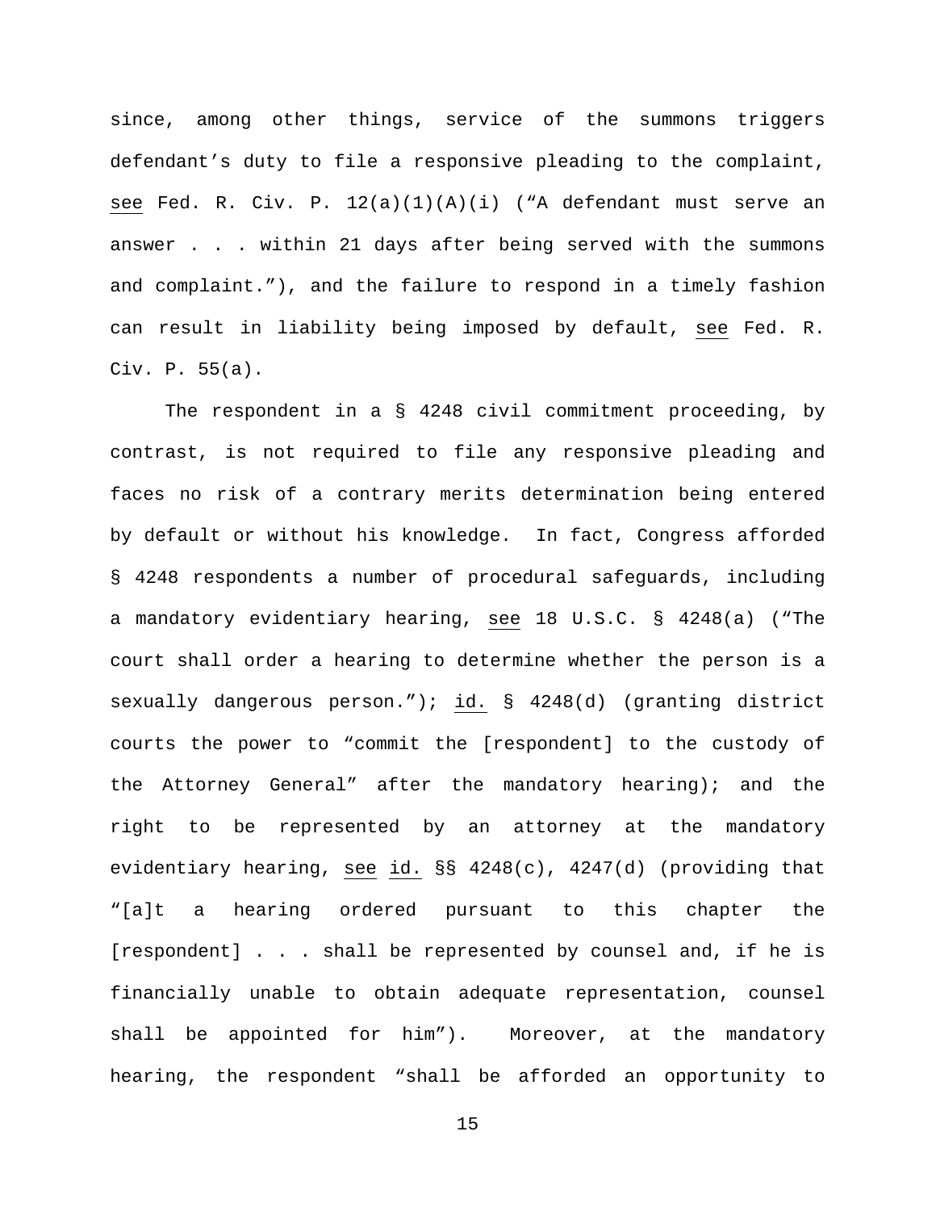since, among other things, service of the summons triggers defendant's duty to file a responsive pleading to the complaint, see Fed. R. Civ. P. 12(a)(1)(A)(i) ("A defendant must serve an answer . . . within 21 days after being served with the summons and complaint."), and the failure to respond in a timely fashion can result in liability being imposed by default, see Fed. R. Civ. P. 55(a).

The respondent in a § 4248 civil commitment proceeding, by contrast, is not required to file any responsive pleading and faces no risk of a contrary merits determination being entered by default or without his knowledge. In fact, Congress afforded § 4248 respondents a number of procedural safeguards, including a mandatory evidentiary hearing, see 18 U.S.C. § 4248(a) ("The court shall order a hearing to determine whether the person is a sexually dangerous person."); id. § 4248(d) (granting district courts the power to "commit the [respondent] to the custody of the Attorney General" after the mandatory hearing); and the right to be represented by an attorney at the mandatory evidentiary hearing, see id. §§ 4248(c), 4247(d) (providing that "[a]t a hearing ordered pursuant to this chapter the [respondent] . . . shall be represented by counsel and, if he is financially unable to obtain adequate representation, counsel shall be appointed for him"). Moreover, at the mandatory hearing, the respondent "shall be afforded an opportunity to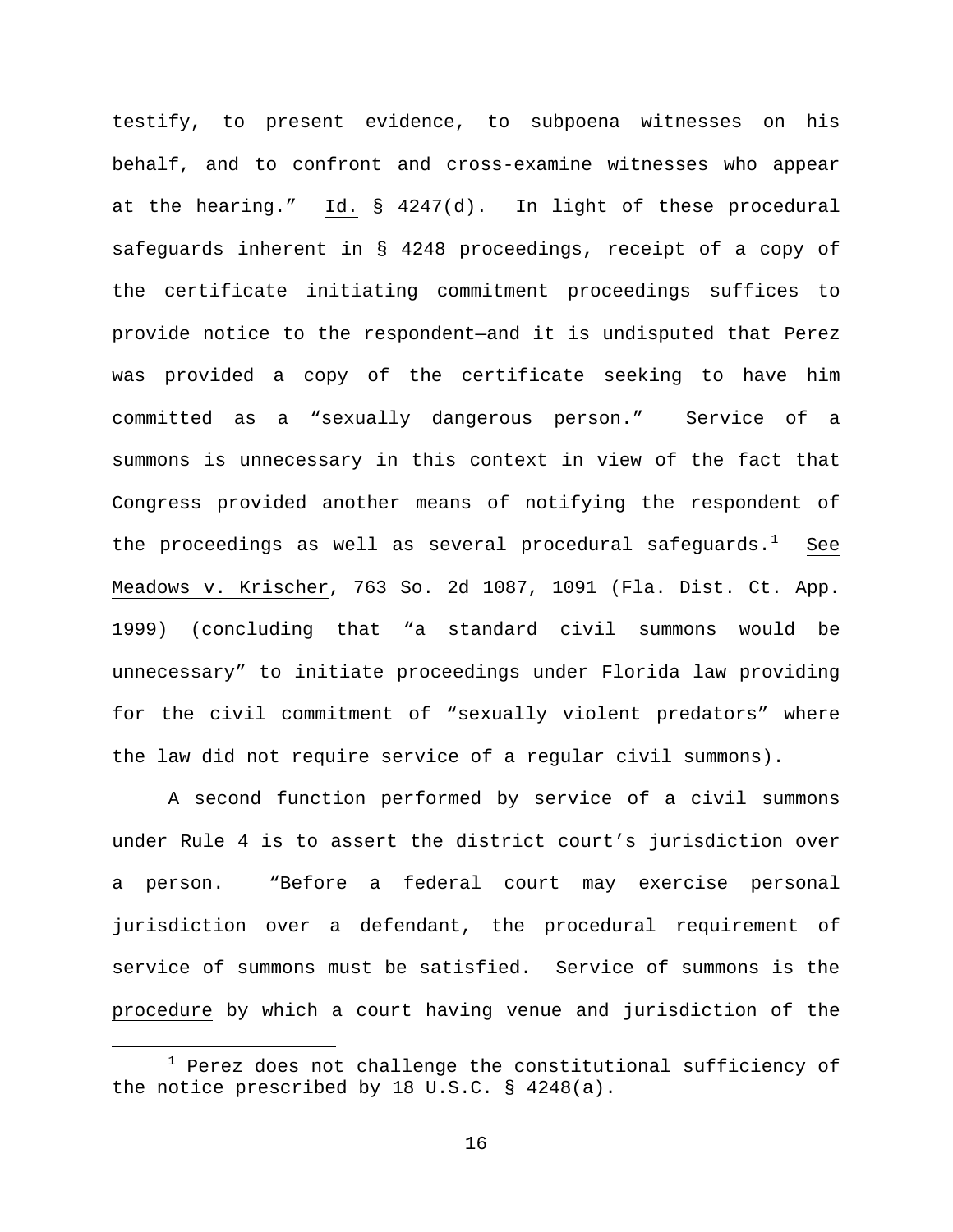testify, to present evidence, to subpoena witnesses on his behalf, and to confront and cross-examine witnesses who appear at the hearing." Id. § 4247(d). In light of these procedural safeguards inherent in § 4248 proceedings, receipt of a copy of the certificate initiating commitment proceedings suffices to provide notice to the respondent—and it is undisputed that Perez was provided a copy of the certificate seeking to have him committed as a "sexually dangerous person." Service of a summons is unnecessary in this context in view of the fact that Congress provided another means of notifying the respondent of the proceedings as well as several procedural safeguards.[1] See Meadows v. Krischer, 763 So. 2d 1087, 1091 (Fla. Dist. Ct. App. 1999) (concluding that "a standard civil summons would be unnecessary" to initiate proceedings under Florida law providing for the civil commitment of "sexually violent predators" where the law did not require service of a regular civil summons).

A second function performed by service of a civil summons under Rule 4 is to assert the district court's jurisdiction over a person. "Before a federal court may exercise personal jurisdiction over a defendant, the procedural requirement of service of summons must be satisfied. Service of summons is the procedure by which a court having venue and jurisdiction of the

[1] Perez does not challenge the constitutional sufficiency of the notice prescribed by 18 U.S.C. § 4248(a).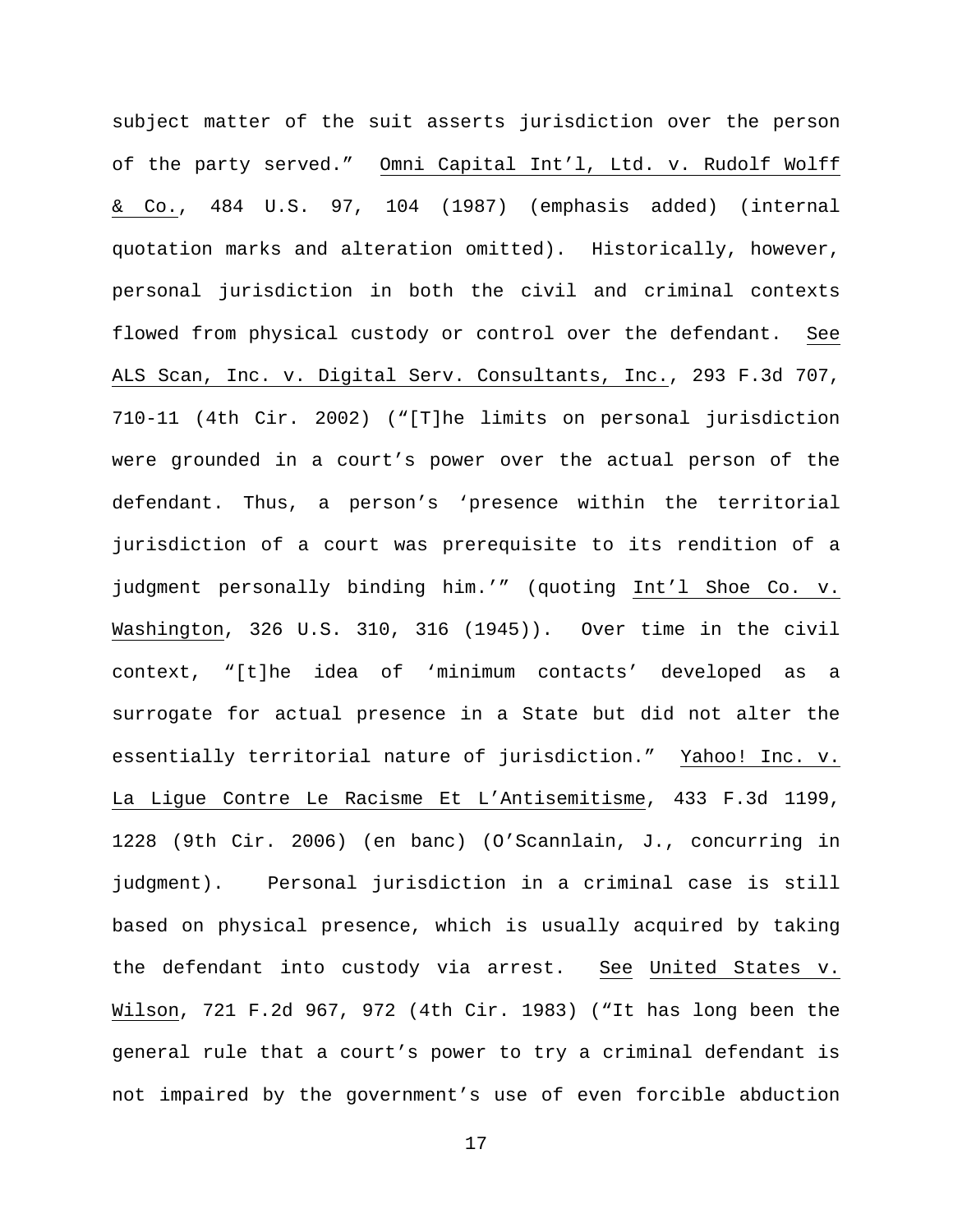subject matter of the suit asserts jurisdiction over the person of the party served." Omni Capital Int'l, Ltd. v. Rudolf Wolff & Co., 484 U.S. 97, 104 (1987) (emphasis added) (internal quotation marks and alteration omitted). Historically, however, personal jurisdiction in both the civil and criminal contexts flowed from physical custody or control over the defendant. See ALS Scan, Inc. v. Digital Serv. Consultants, Inc., 293 F.3d 707, 710-11 (4th Cir. 2002) ("[T]he limits on personal jurisdiction were grounded in a court's power over the actual person of the defendant. Thus, a person's 'presence within the territorial jurisdiction of a court was prerequisite to its rendition of a judgment personally binding him.'" (quoting Int'l Shoe Co. v. Washington, 326 U.S. 310, 316 (1945)). Over time in the civil context, "[t]he idea of 'minimum contacts' developed as a surrogate for actual presence in a State but did not alter the essentially territorial nature of jurisdiction." Yahoo! Inc. v. La Ligue Contre Le Racisme Et L'Antisemitisme, 433 F.3d 1199, 1228 (9th Cir. 2006) (en banc) (O'Scannlain, J., concurring in judgment). Personal jurisdiction in a criminal case is still based on physical presence, which is usually acquired by taking the defendant into custody via arrest. See United States v. Wilson, 721 F.2d 967, 972 (4th Cir. 1983) ("It has long been the general rule that a court's power to try a criminal defendant is not impaired by the government's use of even forcible abduction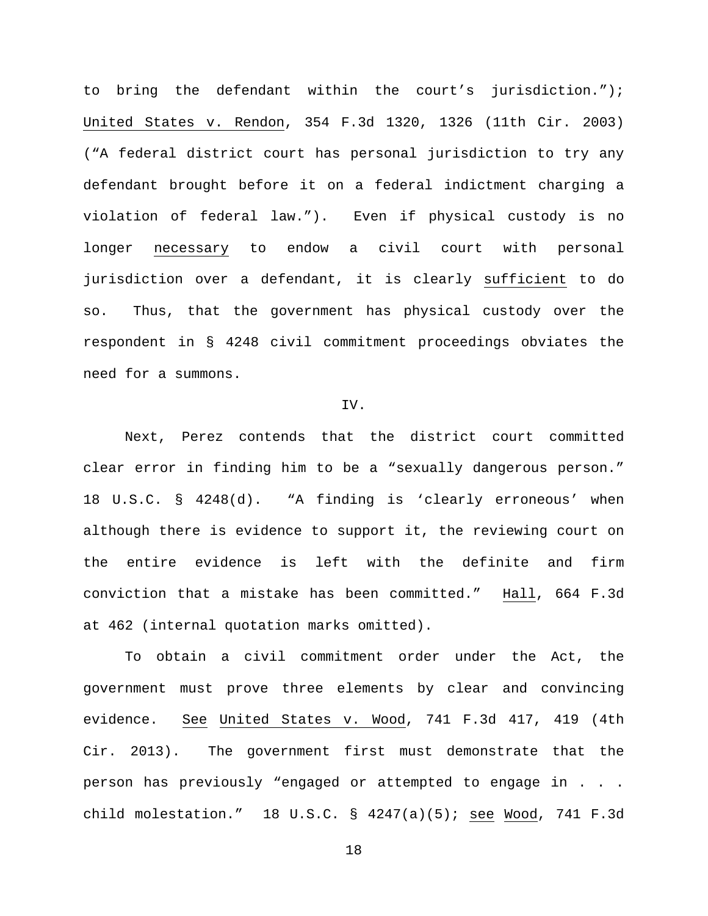to bring the defendant within the court's jurisdiction."); United States v. Rendon, 354 F.3d 1320, 1326 (11th Cir. 2003) ("A federal district court has personal jurisdiction to try any defendant brought before it on a federal indictment charging a violation of federal law."). Even if physical custody is no longer necessary to endow a civil court with personal jurisdiction over a defendant, it is clearly sufficient to do so. Thus, that the government has physical custody over the respondent in § 4248 civil commitment proceedings obviates the need for a summons.

IV.

Next, Perez contends that the district court committed clear error in finding him to be a "sexually dangerous person." 18 U.S.C. § 4248(d). "A finding is 'clearly erroneous' when although there is evidence to support it, the reviewing court on the entire evidence is left with the definite and firm conviction that a mistake has been committed." Hall, 664 F.3d at 462 (internal quotation marks omitted).

To obtain a civil commitment order under the Act, the government must prove three elements by clear and convincing evidence. See United States v. Wood, 741 F.3d 417, 419 (4th Cir. 2013). The government first must demonstrate that the person has previously "engaged or attempted to engage in . . . child molestation." 18 U.S.C. § 4247(a)(5); see Wood, 741 F.3d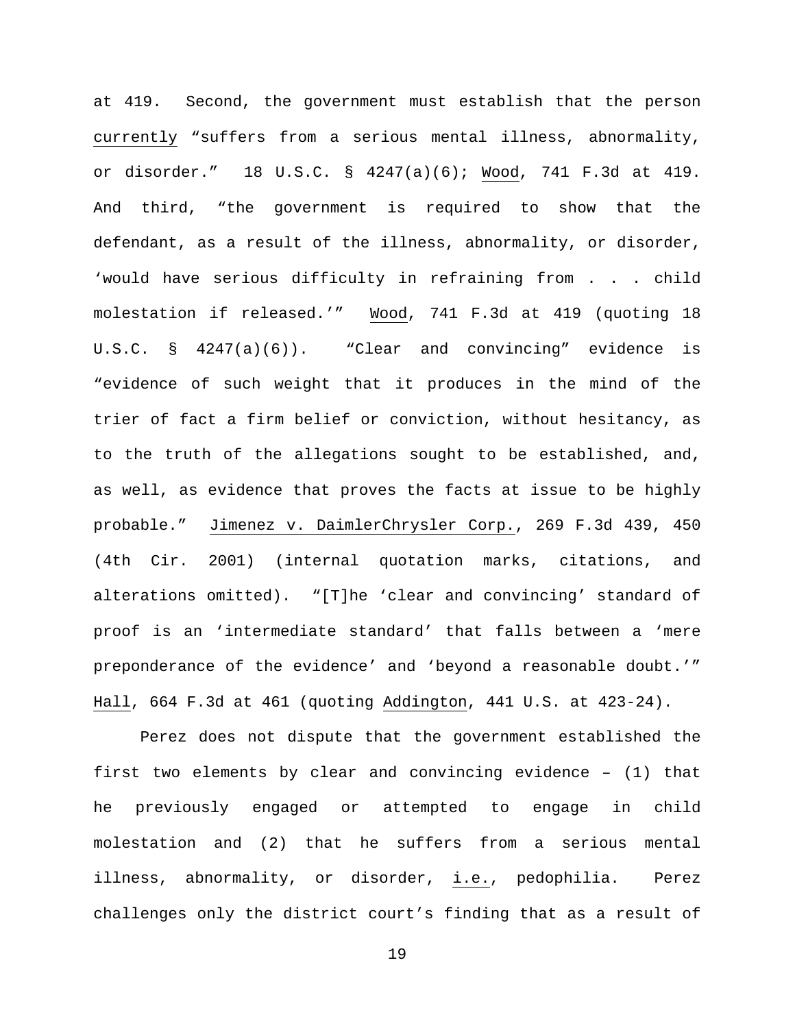at 419. Second, the government must establish that the person currently "suffers from a serious mental illness, abnormality, or disorder." 18 U.S.C. § 4247(a)(6); Wood, 741 F.3d at 419. And third, "the government is required to show that the defendant, as a result of the illness, abnormality, or disorder, 'would have serious difficulty in refraining from . . . child molestation if released.'" Wood, 741 F.3d at 419 (quoting 18 U.S.C. § 4247(a)(6)). "Clear and convincing" evidence is "evidence of such weight that it produces in the mind of the trier of fact a firm belief or conviction, without hesitancy, as to the truth of the allegations sought to be established, and, as well, as evidence that proves the facts at issue to be highly probable." Jimenez v. DaimlerChrysler Corp., 269 F.3d 439, 450 (4th Cir. 2001) (internal quotation marks, citations, and alterations omitted). "[T]he 'clear and convincing' standard of proof is an 'intermediate standard' that falls between a 'mere preponderance of the evidence' and 'beyond a reasonable doubt.'" Hall, 664 F.3d at 461 (quoting Addington, 441 U.S. at 423-24).

Perez does not dispute that the government established the first two elements by clear and convincing evidence – (1) that he previously engaged or attempted to engage in child molestation and (2) that he suffers from a serious mental illness, abnormality, or disorder, i.e., pedophilia. Perez challenges only the district court's finding that as a result of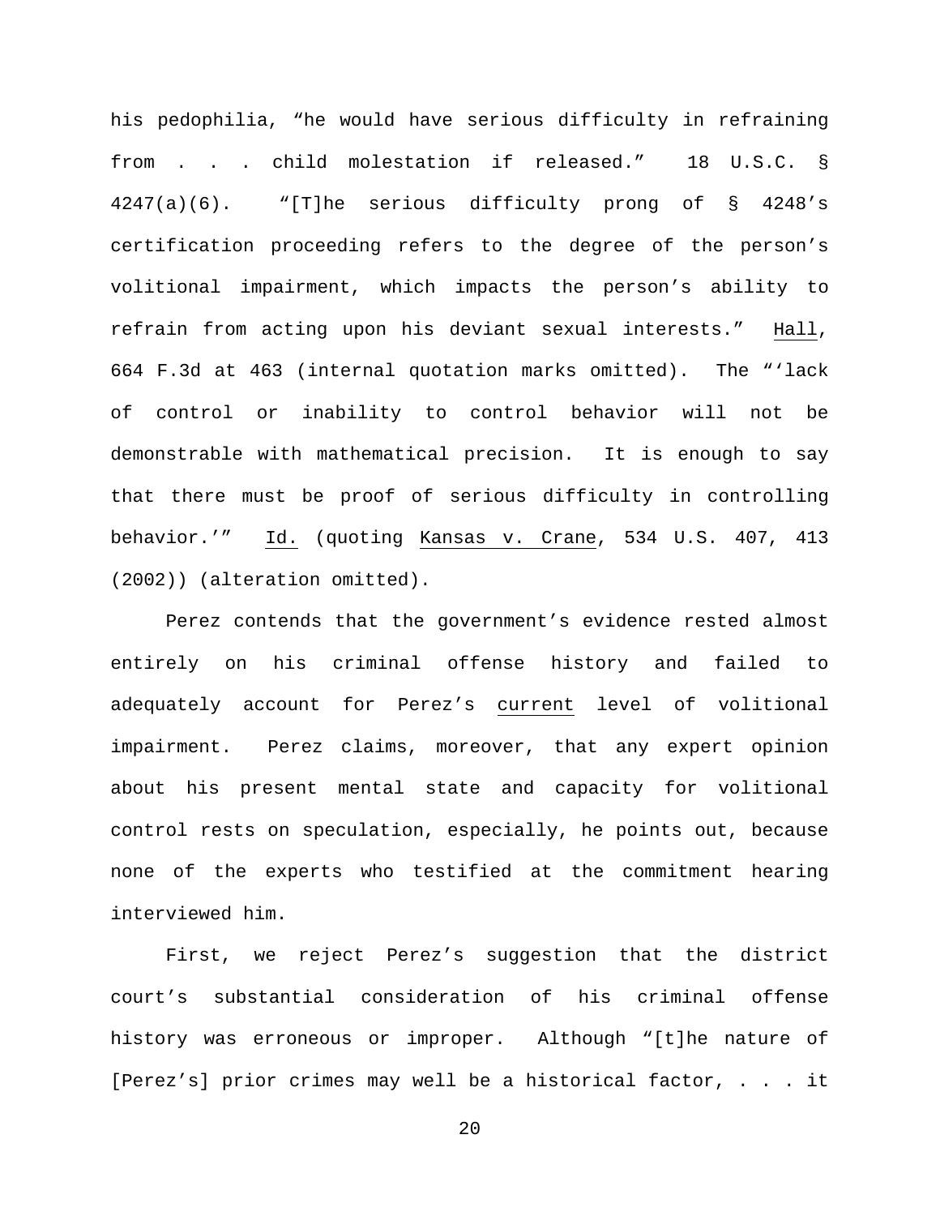his pedophilia, "he would have serious difficulty in refraining from . . . child molestation if released." 18 U.S.C. § 4247(a)(6). "[T]he serious difficulty prong of § 4248's certification proceeding refers to the degree of the person's volitional impairment, which impacts the person's ability to refrain from acting upon his deviant sexual interests." Hall, 664 F.3d at 463 (internal quotation marks omitted). The "'lack of control or inability to control behavior will not be demonstrable with mathematical precision. It is enough to say that there must be proof of serious difficulty in controlling behavior.'" Id. (quoting Kansas v. Crane, 534 U.S. 407, 413 (2002)) (alteration omitted).

Perez contends that the government's evidence rested almost entirely on his criminal offense history and failed to adequately account for Perez's current level of volitional impairment. Perez claims, moreover, that any expert opinion about his present mental state and capacity for volitional control rests on speculation, especially, he points out, because none of the experts who testified at the commitment hearing interviewed him.

First, we reject Perez's suggestion that the district court's substantial consideration of his criminal offense history was erroneous or improper. Although "[t]he nature of [Perez's] prior crimes may well be a historical factor, . . . it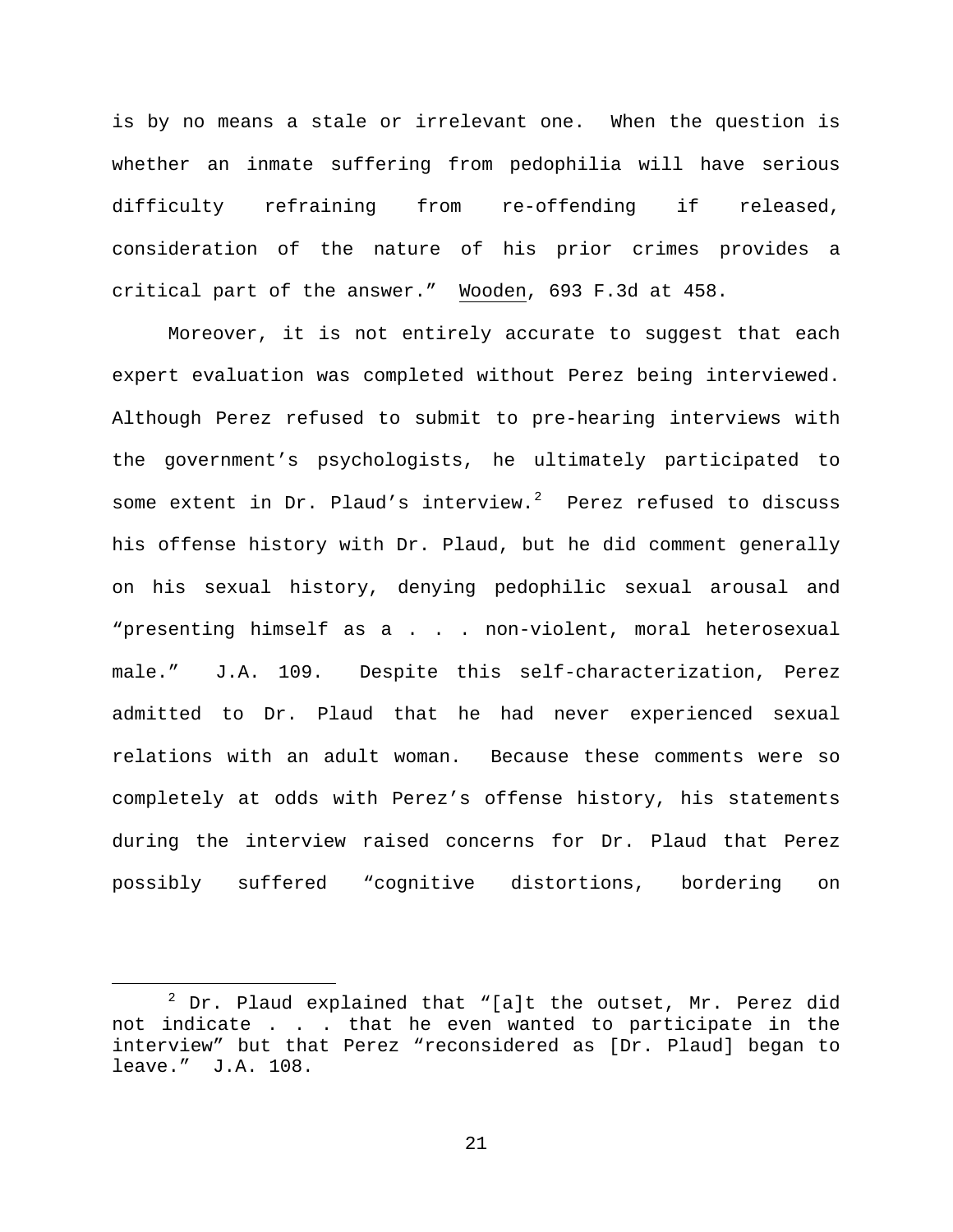is by no means a stale or irrelevant one. When the question is whether an inmate suffering from pedophilia will have serious difficulty refraining from re-offending if released, consideration of the nature of his prior crimes provides a critical part of the answer." Wooden, 693 F.3d at 458.

Moreover, it is not entirely accurate to suggest that each expert evaluation was completed without Perez being interviewed. Although Perez refused to submit to pre-hearing interviews with the government's psychologists, he ultimately participated to some extent in Dr. Plaud's interview.[2] Perez refused to discuss his offense history with Dr. Plaud, but he did comment generally on his sexual history, denying pedophilic sexual arousal and "presenting himself as a . . . non-violent, moral heterosexual male." J.A. 109. Despite this self-characterization, Perez admitted to Dr. Plaud that he had never experienced sexual relations with an adult woman. Because these comments were so completely at odds with Perez's offense history, his statements during the interview raised concerns for Dr. Plaud that Perez possibly suffered "cognitive distortions, bordering on

[2] Dr. Plaud explained that "[a]t the outset, Mr. Perez did not indicate . . . that he even wanted to participate in the interview" but that Perez "reconsidered as [Dr. Plaud] began to leave." J.A. 108.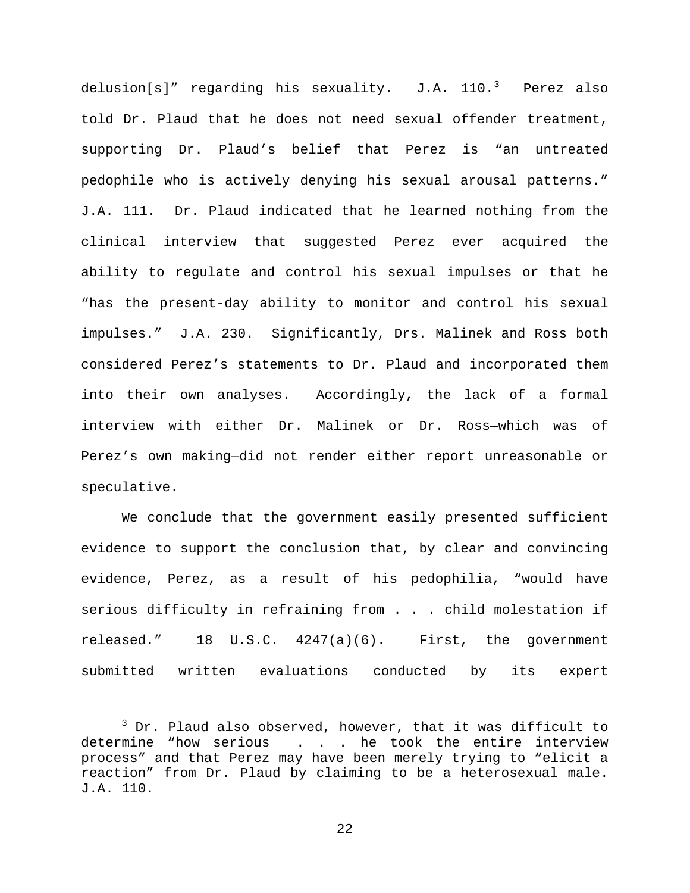delusion[s]" regarding his sexuality. J.A. 110.[3] Perez also told Dr. Plaud that he does not need sexual offender treatment, supporting Dr. Plaud's belief that Perez is "an untreated pedophile who is actively denying his sexual arousal patterns." J.A. 111. Dr. Plaud indicated that he learned nothing from the clinical interview that suggested Perez ever acquired the ability to regulate and control his sexual impulses or that he "has the present-day ability to monitor and control his sexual impulses." J.A. 230. Significantly, Drs. Malinek and Ross both considered Perez's statements to Dr. Plaud and incorporated them into their own analyses. Accordingly, the lack of a formal interview with either Dr. Malinek or Dr. Ross—which was of Perez's own making—did not render either report unreasonable or speculative.

We conclude that the government easily presented sufficient evidence to support the conclusion that, by clear and convincing evidence, Perez, as a result of his pedophilia, "would have serious difficulty in refraining from . . . child molestation if released." 18 U.S.C. 4247(a)(6). First, the government submitted written evaluations conducted by its expert

[3] Dr. Plaud also observed, however, that it was difficult to determine "how serious . . . he took the entire interview process" and that Perez may have been merely trying to "elicit a reaction" from Dr. Plaud by claiming to be a heterosexual male. J.A. 110.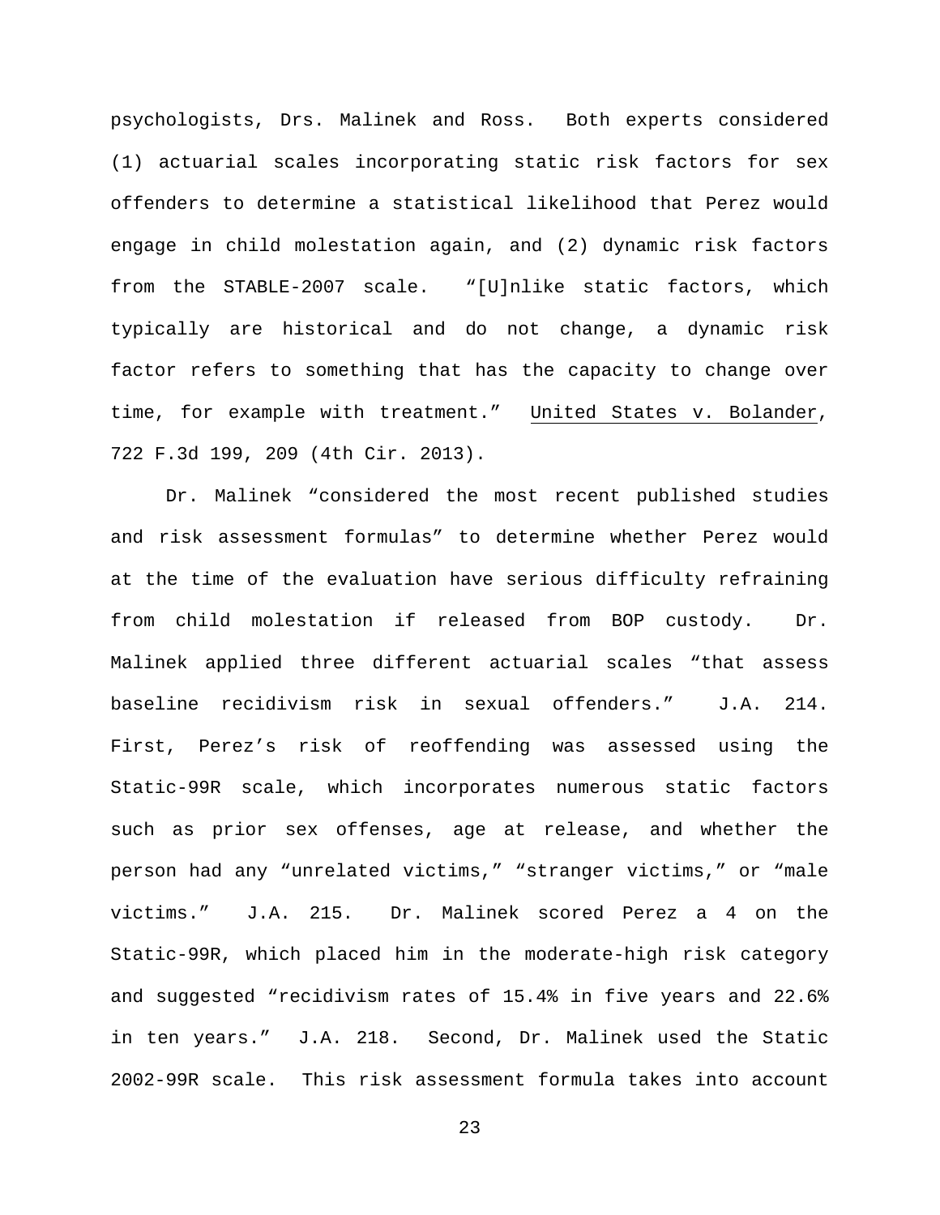psychologists, Drs. Malinek and Ross. Both experts considered (1) actuarial scales incorporating static risk factors for sex offenders to determine a statistical likelihood that Perez would engage in child molestation again, and (2) dynamic risk factors from the STABLE-2007 scale. "[U]nlike static factors, which typically are historical and do not change, a dynamic risk factor refers to something that has the capacity to change over time, for example with treatment." United States v. Bolander, 722 F.3d 199, 209 (4th Cir. 2013).

Dr. Malinek "considered the most recent published studies and risk assessment formulas" to determine whether Perez would at the time of the evaluation have serious difficulty refraining from child molestation if released from BOP custody. Dr. Malinek applied three different actuarial scales "that assess baseline recidivism risk in sexual offenders." J.A. 214. First, Perez's risk of reoffending was assessed using the Static-99R scale, which incorporates numerous static factors such as prior sex offenses, age at release, and whether the person had any "unrelated victims," "stranger victims," or "male victims." J.A. 215. Dr. Malinek scored Perez a 4 on the Static-99R, which placed him in the moderate-high risk category and suggested "recidivism rates of 15.4% in five years and 22.6% in ten years." J.A. 218. Second, Dr. Malinek used the Static 2002-99R scale. This risk assessment formula takes into account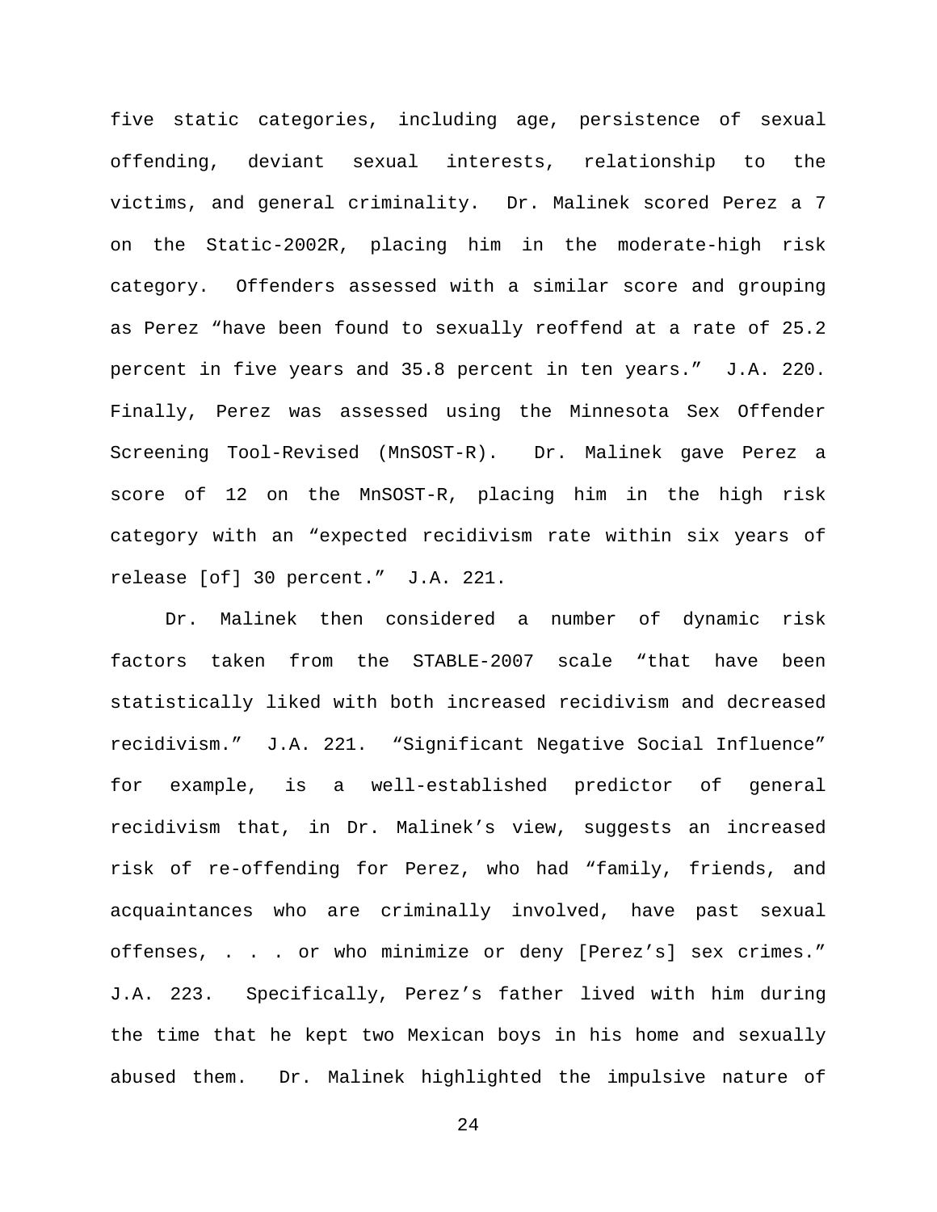five static categories, including age, persistence of sexual offending, deviant sexual interests, relationship to the victims, and general criminality. Dr. Malinek scored Perez a 7 on the Static-2002R, placing him in the moderate-high risk category. Offenders assessed with a similar score and grouping as Perez "have been found to sexually reoffend at a rate of 25.2 percent in five years and 35.8 percent in ten years." J.A. 220. Finally, Perez was assessed using the Minnesota Sex Offender Screening Tool-Revised (MnSOST-R). Dr. Malinek gave Perez a score of 12 on the MnSOST-R, placing him in the high risk category with an "expected recidivism rate within six years of release [of] 30 percent." J.A. 221.

Dr. Malinek then considered a number of dynamic risk factors taken from the STABLE-2007 scale "that have been statistically liked with both increased recidivism and decreased recidivism." J.A. 221. "Significant Negative Social Influence" for example, is a well-established predictor of general recidivism that, in Dr. Malinek's view, suggests an increased risk of re-offending for Perez, who had "family, friends, and acquaintances who are criminally involved, have past sexual offenses, . . . or who minimize or deny [Perez's] sex crimes." J.A. 223. Specifically, Perez's father lived with him during the time that he kept two Mexican boys in his home and sexually abused them. Dr. Malinek highlighted the impulsive nature of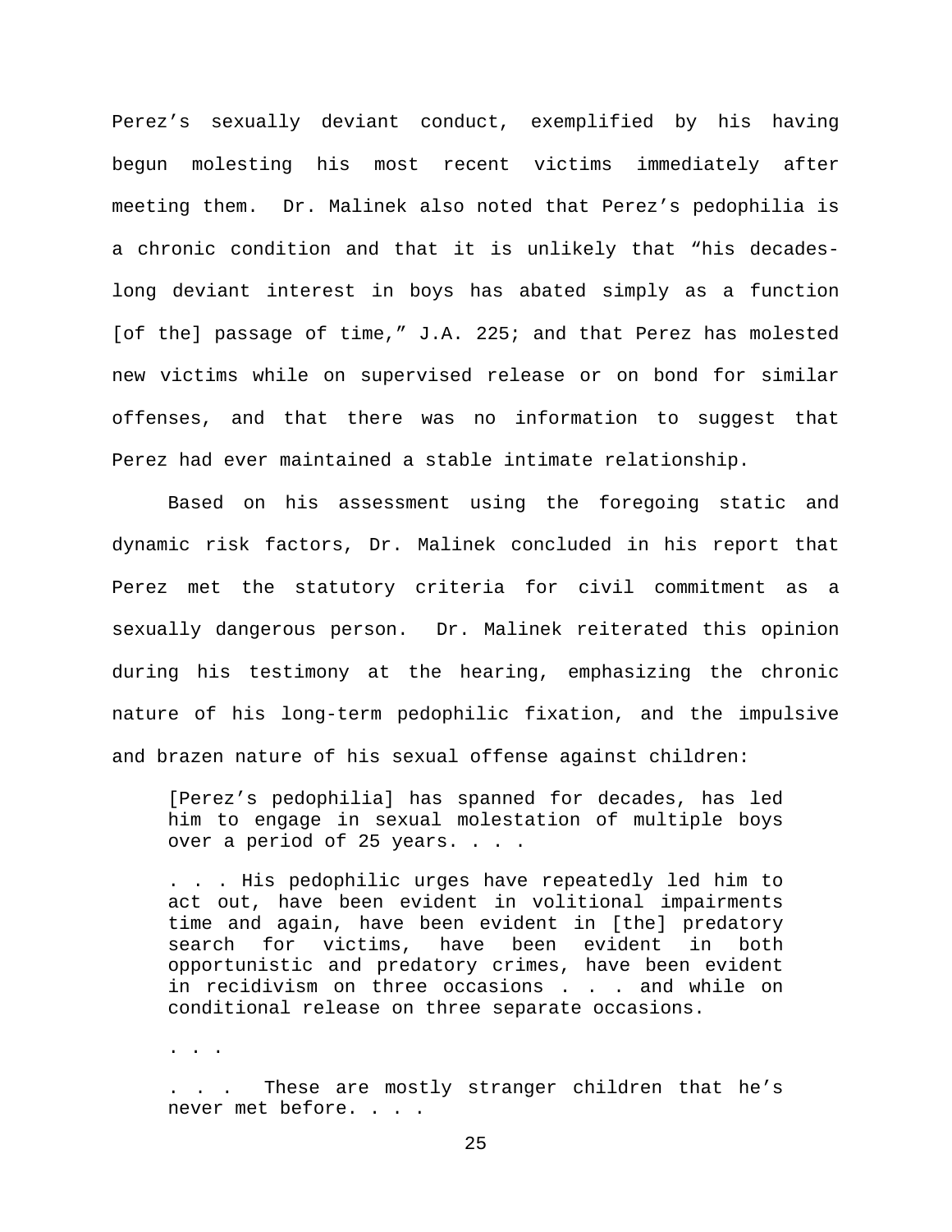Perez's sexually deviant conduct, exemplified by his having begun molesting his most recent victims immediately after meeting them. Dr. Malinek also noted that Perez's pedophilia is a chronic condition and that it is unlikely that "his decades-long deviant interest in boys has abated simply as a function [of the] passage of time," J.A. 225; and that Perez has molested new victims while on supervised release or on bond for similar offenses, and that there was no information to suggest that Perez had ever maintained a stable intimate relationship.

Based on his assessment using the foregoing static and dynamic risk factors, Dr. Malinek concluded in his report that Perez met the statutory criteria for civil commitment as a sexually dangerous person. Dr. Malinek reiterated this opinion during his testimony at the hearing, emphasizing the chronic nature of his long-term pedophilic fixation, and the impulsive and brazen nature of his sexual offense against children:

> [Perez's pedophilia] has spanned for decades, has led him to engage in sexual molestation of multiple boys over a period of 25 years. . . .
>
> . . . His pedophilic urges have repeatedly led him to act out, have been evident in volitional impairments time and again, have been evident in [the] predatory search for victims, have been evident in both opportunistic and predatory crimes, have been evident in recidivism on three occasions . . . and while on conditional release on three separate occasions.
>
> . . .
>
> . . . These are mostly stranger children that he's never met before. . . .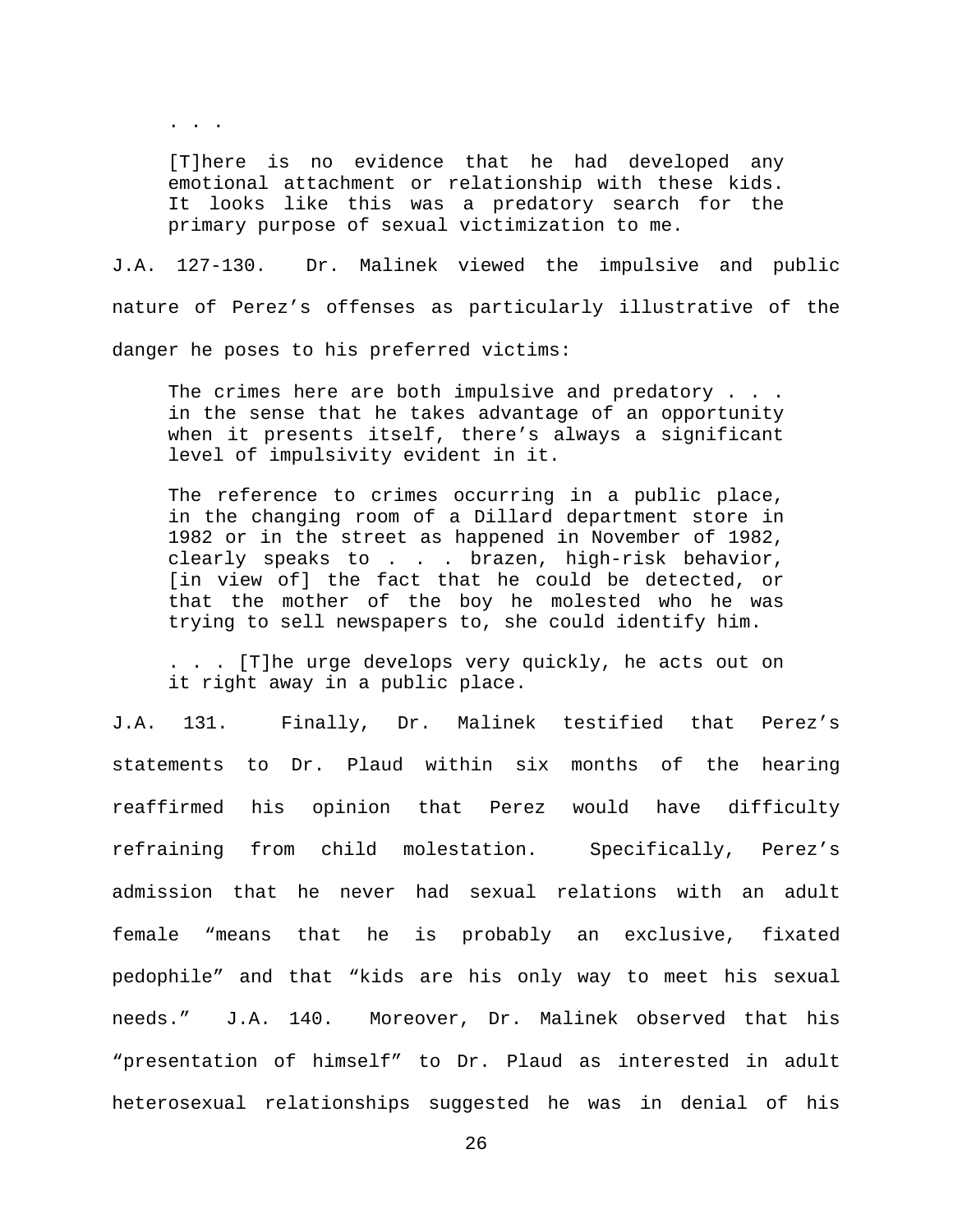> . . .
>
> [T]here is no evidence that he had developed any emotional attachment or relationship with these kids. It looks like this was a predatory search for the primary purpose of sexual victimization to me.

J.A. 127-130. Dr. Malinek viewed the impulsive and public nature of Perez's offenses as particularly illustrative of the danger he poses to his preferred victims:

> The crimes here are both impulsive and predatory . . . in the sense that he takes advantage of an opportunity when it presents itself, there's always a significant level of impulsivity evident in it.
>
> The reference to crimes occurring in a public place, in the changing room of a Dillard department store in 1982 or in the street as happened in November of 1982, clearly speaks to . . . brazen, high-risk behavior, [in view of] the fact that he could be detected, or that the mother of the boy he molested who he was trying to sell newspapers to, she could identify him.
>
> . . . [T]he urge develops very quickly, he acts out on it right away in a public place.

J.A. 131. Finally, Dr. Malinek testified that Perez's statements to Dr. Plaud within six months of the hearing reaffirmed his opinion that Perez would have difficulty refraining from child molestation. Specifically, Perez's admission that he never had sexual relations with an adult female "means that he is probably an exclusive, fixated pedophile" and that "kids are his only way to meet his sexual needs." J.A. 140. Moreover, Dr. Malinek observed that his "presentation of himself" to Dr. Plaud as interested in adult heterosexual relationships suggested he was in denial of his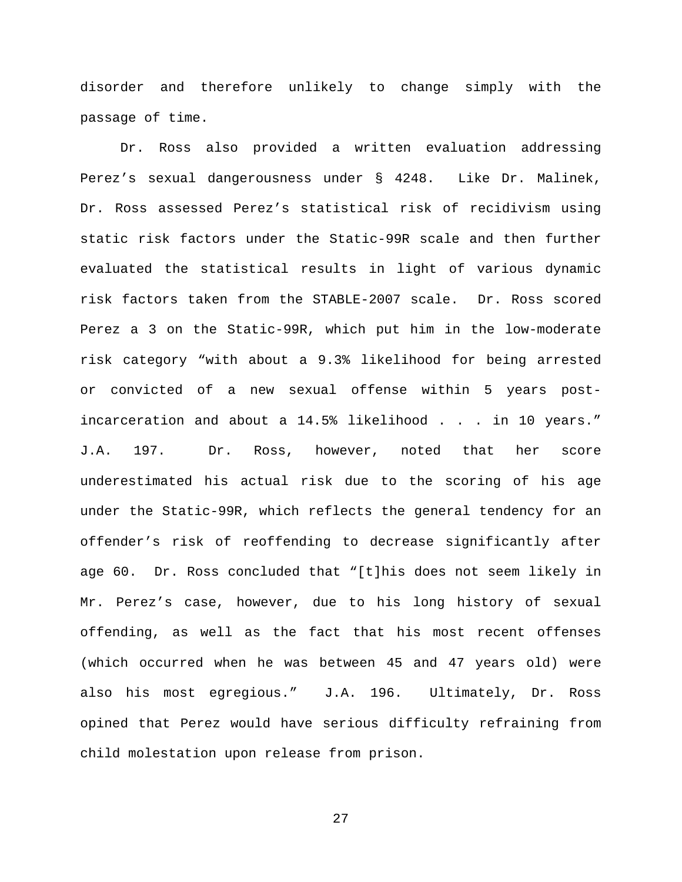disorder and therefore unlikely to change simply with the passage of time.

Dr. Ross also provided a written evaluation addressing Perez's sexual dangerousness under § 4248. Like Dr. Malinek, Dr. Ross assessed Perez's statistical risk of recidivism using static risk factors under the Static-99R scale and then further evaluated the statistical results in light of various dynamic risk factors taken from the STABLE-2007 scale. Dr. Ross scored Perez a 3 on the Static-99R, which put him in the low-moderate risk category "with about a 9.3% likelihood for being arrested or convicted of a new sexual offense within 5 years post-incarceration and about a 14.5% likelihood . . . in 10 years." J.A. 197. Dr. Ross, however, noted that her score underestimated his actual risk due to the scoring of his age under the Static-99R, which reflects the general tendency for an offender's risk of reoffending to decrease significantly after age 60. Dr. Ross concluded that "[t]his does not seem likely in Mr. Perez's case, however, due to his long history of sexual offending, as well as the fact that his most recent offenses (which occurred when he was between 45 and 47 years old) were also his most egregious." J.A. 196. Ultimately, Dr. Ross opined that Perez would have serious difficulty refraining from child molestation upon release from prison.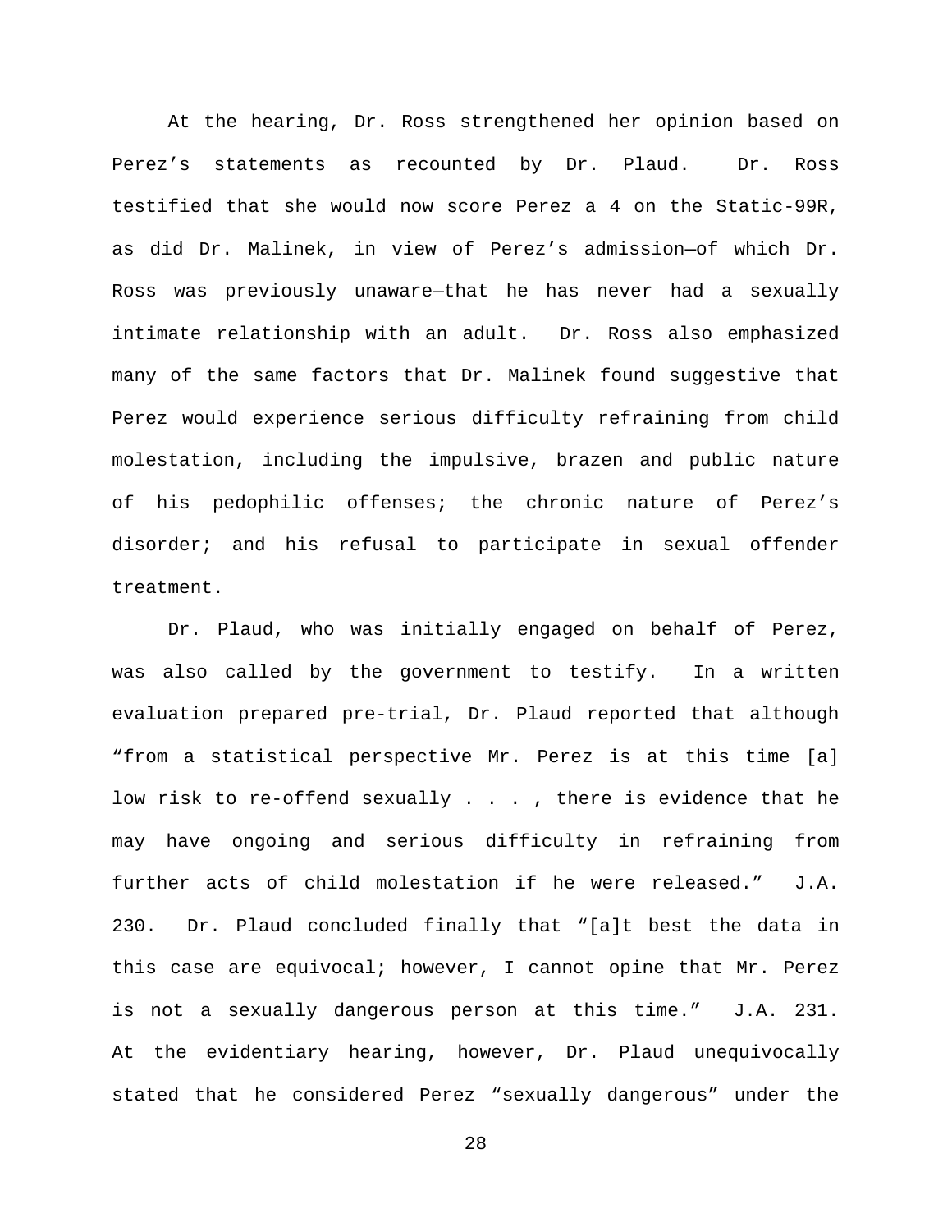At the hearing, Dr. Ross strengthened her opinion based on Perez's statements as recounted by Dr. Plaud. Dr. Ross testified that she would now score Perez a 4 on the Static-99R, as did Dr. Malinek, in view of Perez's admission—of which Dr. Ross was previously unaware—that he has never had a sexually intimate relationship with an adult. Dr. Ross also emphasized many of the same factors that Dr. Malinek found suggestive that Perez would experience serious difficulty refraining from child molestation, including the impulsive, brazen and public nature of his pedophilic offenses; the chronic nature of Perez's disorder; and his refusal to participate in sexual offender treatment.

Dr. Plaud, who was initially engaged on behalf of Perez, was also called by the government to testify. In a written evaluation prepared pre-trial, Dr. Plaud reported that although "from a statistical perspective Mr. Perez is at this time [a] low risk to re-offend sexually . . . , there is evidence that he may have ongoing and serious difficulty in refraining from further acts of child molestation if he were released." J.A. 230. Dr. Plaud concluded finally that "[a]t best the data in this case are equivocal; however, I cannot opine that Mr. Perez is not a sexually dangerous person at this time." J.A. 231. At the evidentiary hearing, however, Dr. Plaud unequivocally stated that he considered Perez "sexually dangerous" under the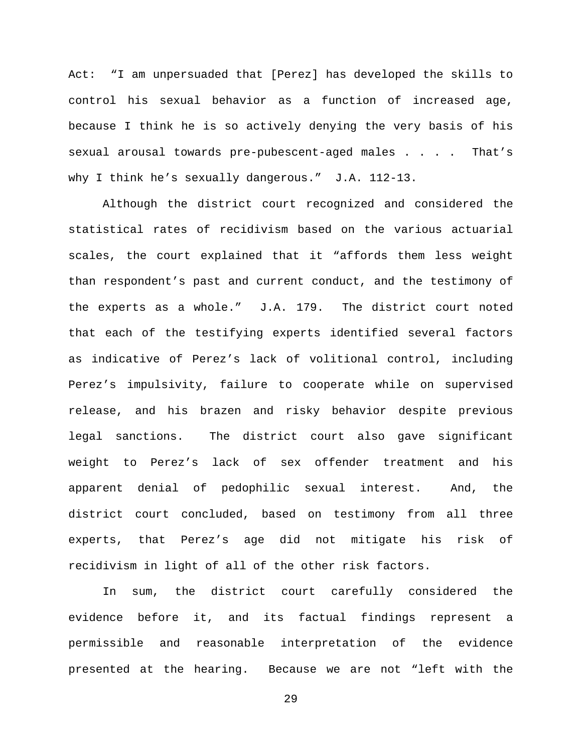Act: "I am unpersuaded that [Perez] has developed the skills to control his sexual behavior as a function of increased age, because I think he is so actively denying the very basis of his sexual arousal towards pre-pubescent-aged males . . . . That's why I think he's sexually dangerous." J.A. 112-13.

Although the district court recognized and considered the statistical rates of recidivism based on the various actuarial scales, the court explained that it "affords them less weight than respondent's past and current conduct, and the testimony of the experts as a whole." J.A. 179. The district court noted that each of the testifying experts identified several factors as indicative of Perez's lack of volitional control, including Perez's impulsivity, failure to cooperate while on supervised release, and his brazen and risky behavior despite previous legal sanctions. The district court also gave significant weight to Perez's lack of sex offender treatment and his apparent denial of pedophilic sexual interest. And, the district court concluded, based on testimony from all three experts, that Perez's age did not mitigate his risk of recidivism in light of all of the other risk factors.

In sum, the district court carefully considered the evidence before it, and its factual findings represent a permissible and reasonable interpretation of the evidence presented at the hearing. Because we are not "left with the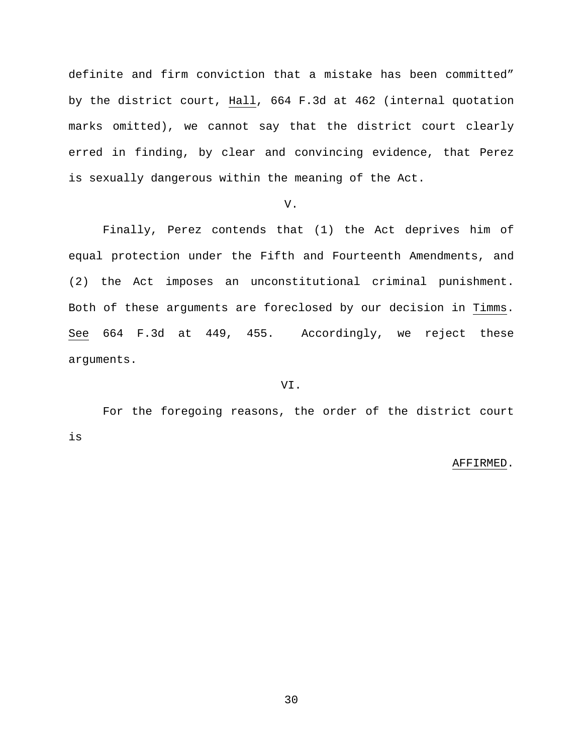definite and firm conviction that a mistake has been committed" by the district court, Hall, 664 F.3d at 462 (internal quotation marks omitted), we cannot say that the district court clearly erred in finding, by clear and convincing evidence, that Perez is sexually dangerous within the meaning of the Act.

V.

Finally, Perez contends that (1) the Act deprives him of equal protection under the Fifth and Fourteenth Amendments, and (2) the Act imposes an unconstitutional criminal punishment. Both of these arguments are foreclosed by our decision in Timms. See 664 F.3d at 449, 455. Accordingly, we reject these arguments.

VI.

For the foregoing reasons, the order of the district court is

AFFIRMED.